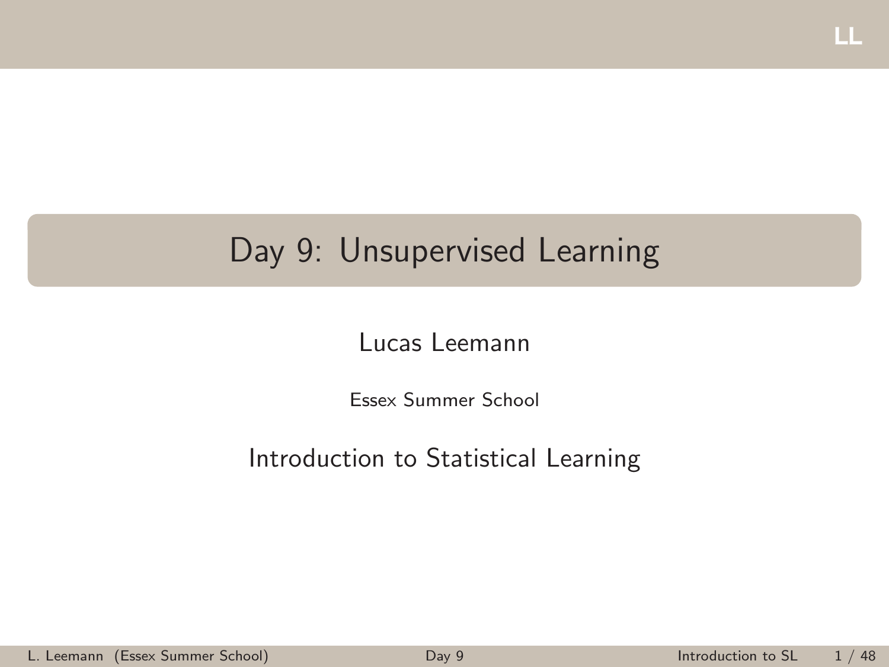# Day 9: Unsupervised Learning

Lucas Leemann

Essex Summer School

Introduction to Statistical Learning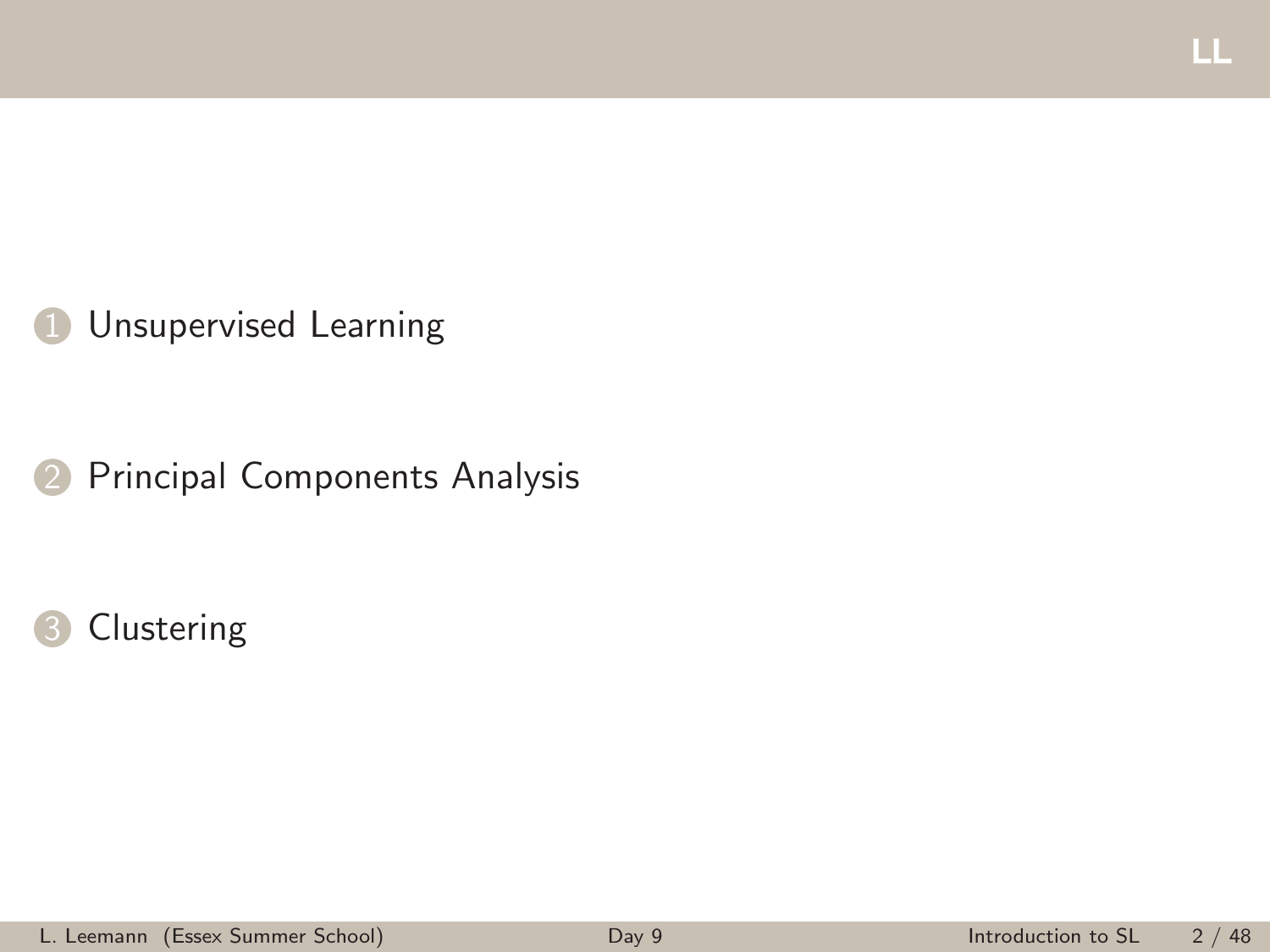1. Unsupervised Learning
2. Principal Components Analysis
3. Clustering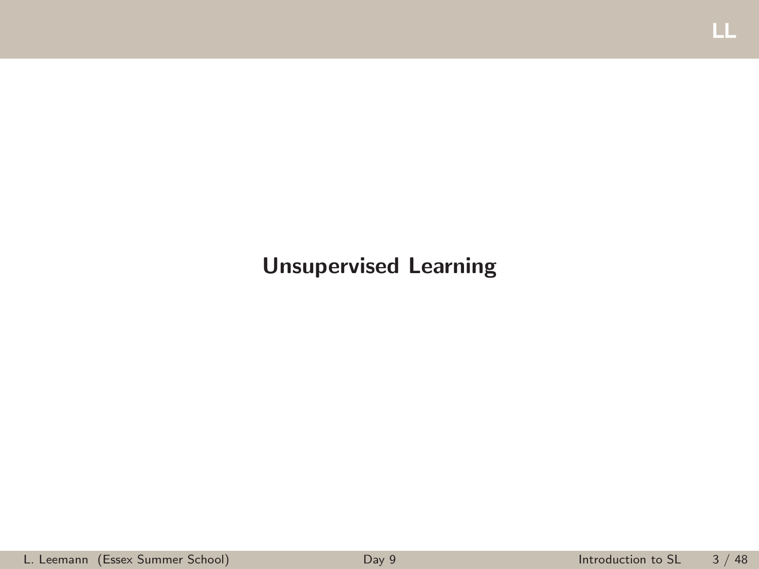# Unsupervised Learning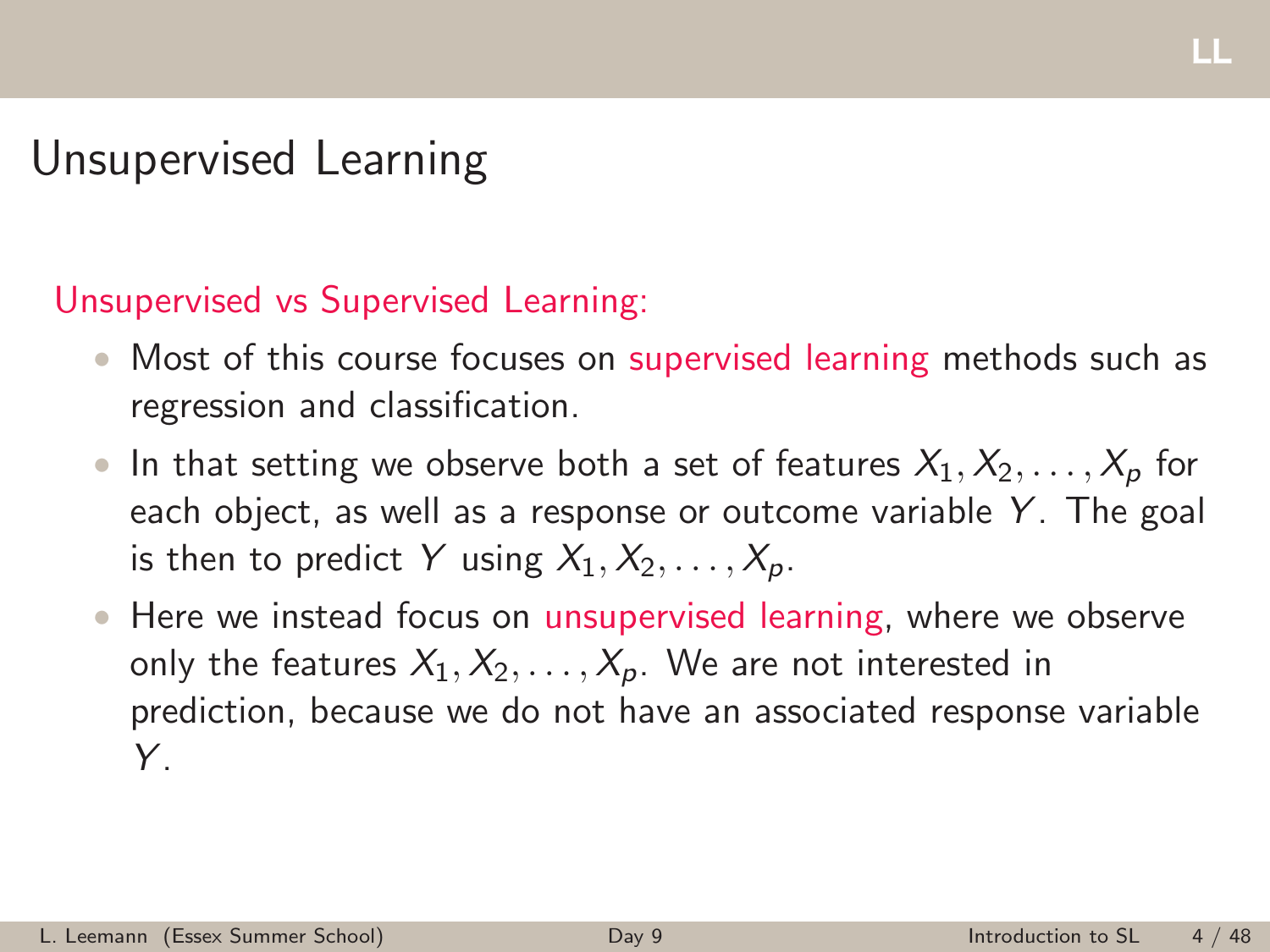# Unsupervised Learning

Unsupervised vs Supervised Learning:

- Most of this course focuses on supervised learning methods such as regression and classification.
- In that setting we observe both a set of features $X_1, X_2, \ldots, X_p$ for each object, as well as a response or outcome variable $Y$. The goal is then to predict $Y$ using $X_1, X_2, \ldots, X_p$.
- Here we instead focus on unsupervised learning, where we observe only the features $X_1, X_2, \ldots, X_p$. We are not interested in prediction, because we do not have an associated response variable $Y$.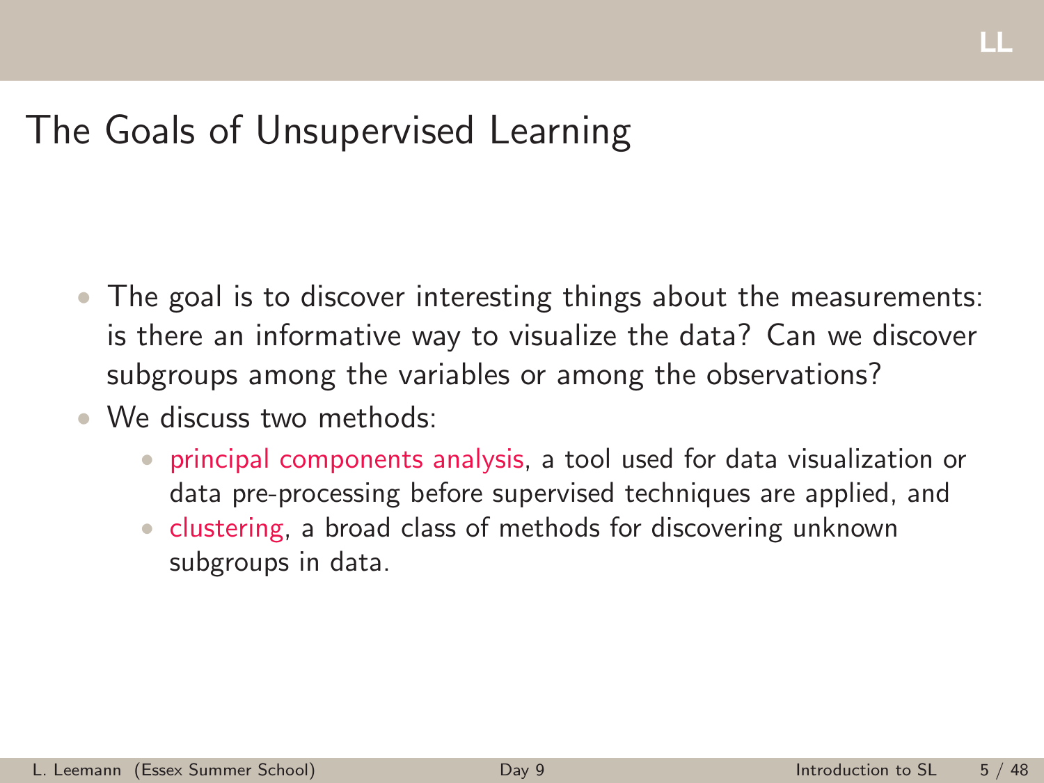# The Goals of Unsupervised Learning

- The goal is to discover interesting things about the measurements: is there an informative way to visualize the data? Can we discover subgroups among the variables or among the observations?
- We discuss two methods:
  - principal components analysis, a tool used for data visualization or data pre-processing before supervised techniques are applied, and
  - clustering, a broad class of methods for discovering unknown subgroups in data.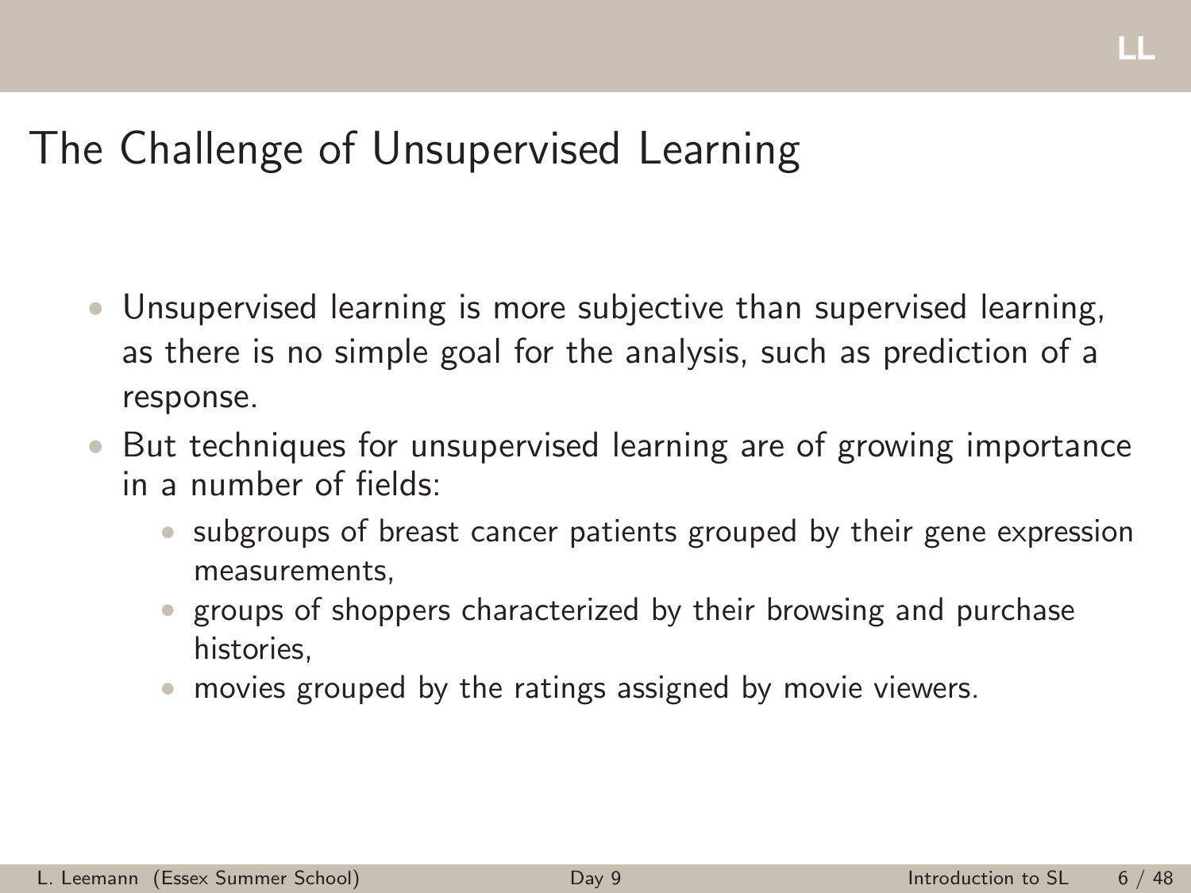# The Challenge of Unsupervised Learning

- Unsupervised learning is more subjective than supervised learning, as there is no simple goal for the analysis, such as prediction of a response.
- But techniques for unsupervised learning are of growing importance in a number of fields:
  - subgroups of breast cancer patients grouped by their gene expression measurements,
  - groups of shoppers characterized by their browsing and purchase histories,
  - movies grouped by the ratings assigned by movie viewers.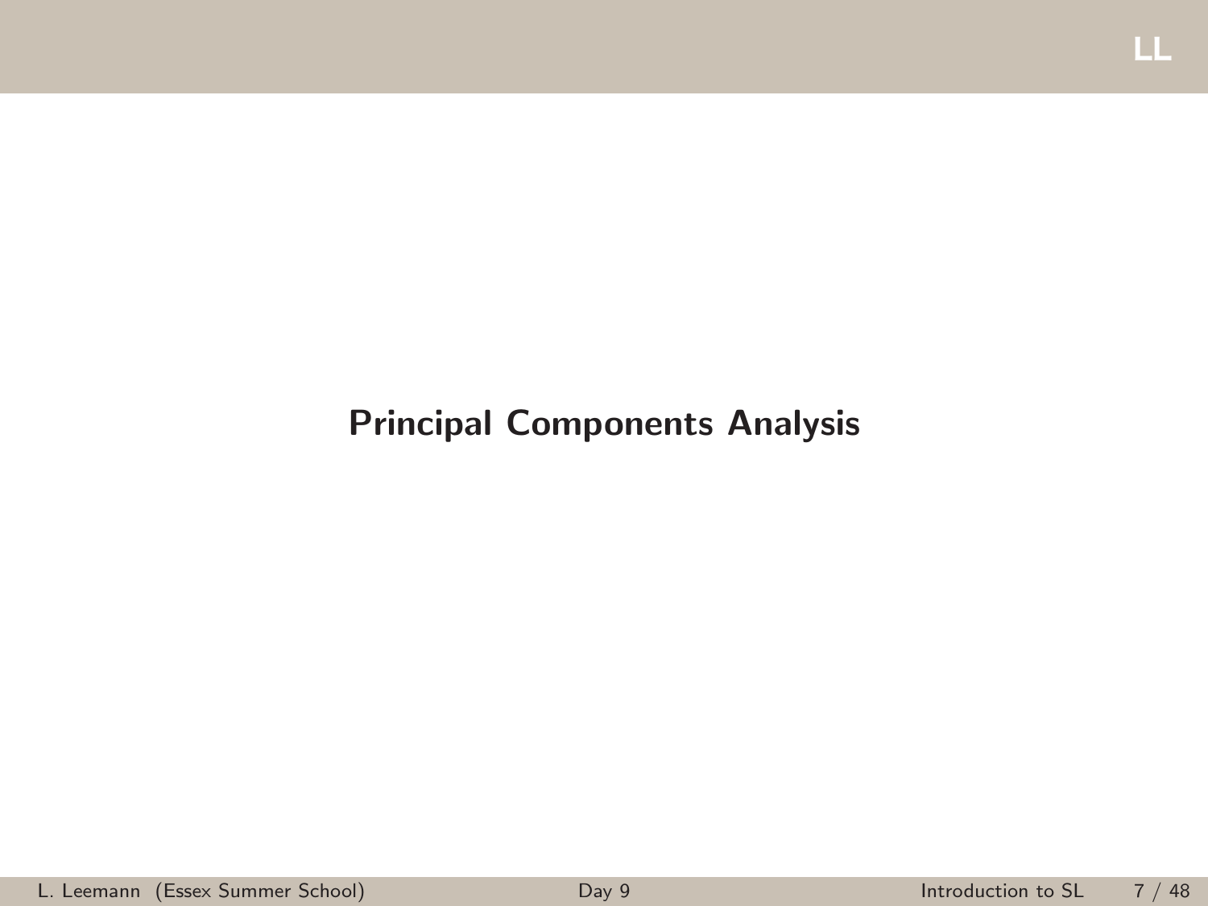# Principal Components Analysis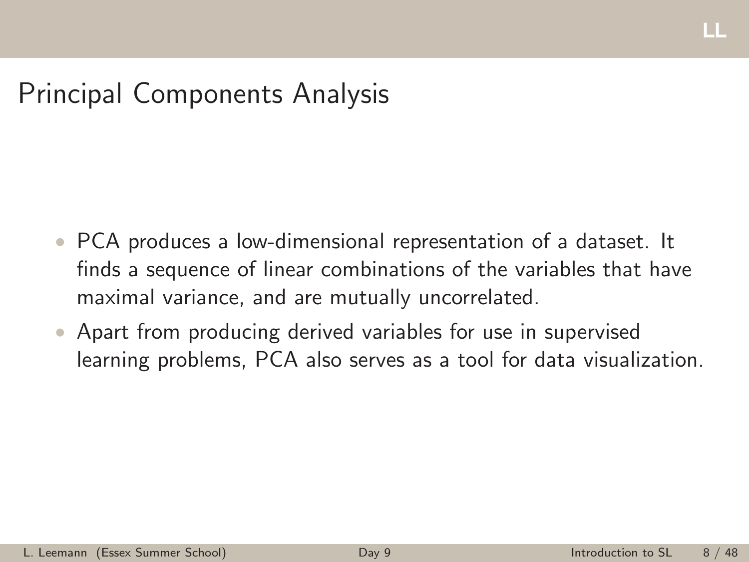# Principal Components Analysis

- PCA produces a low-dimensional representation of a dataset. It finds a sequence of linear combinations of the variables that have maximal variance, and are mutually uncorrelated.
- Apart from producing derived variables for use in supervised learning problems, PCA also serves as a tool for data visualization.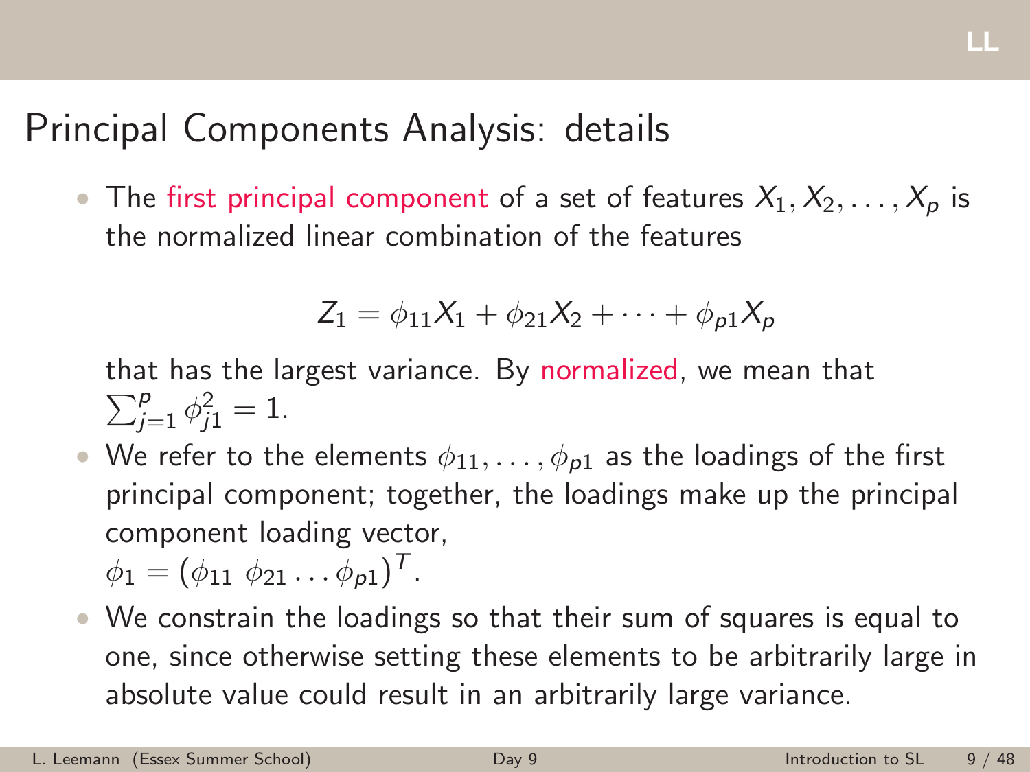# Principal Components Analysis: details

- The first principal component of a set of features $X_1, X_2, \ldots, X_p$ is the normalized linear combination of the features

$$Z_1 = \phi_{11}X_1 + \phi_{21}X_2 + \cdots + \phi_{p1}X_p$$

  that has the largest variance. By normalized, we mean that $\sum_{j=1}^{p} \phi_{j1}^2 = 1$.

- We refer to the elements $\phi_{11}, \ldots, \phi_{p1}$ as the loadings of the first principal component; together, the loadings make up the principal component loading vector, $\phi_1 = (\phi_{11}\ \phi_{21} \ldots \phi_{p1})^T$.
- We constrain the loadings so that their sum of squares is equal to one, since otherwise setting these elements to be arbitrarily large in absolute value could result in an arbitrarily large variance.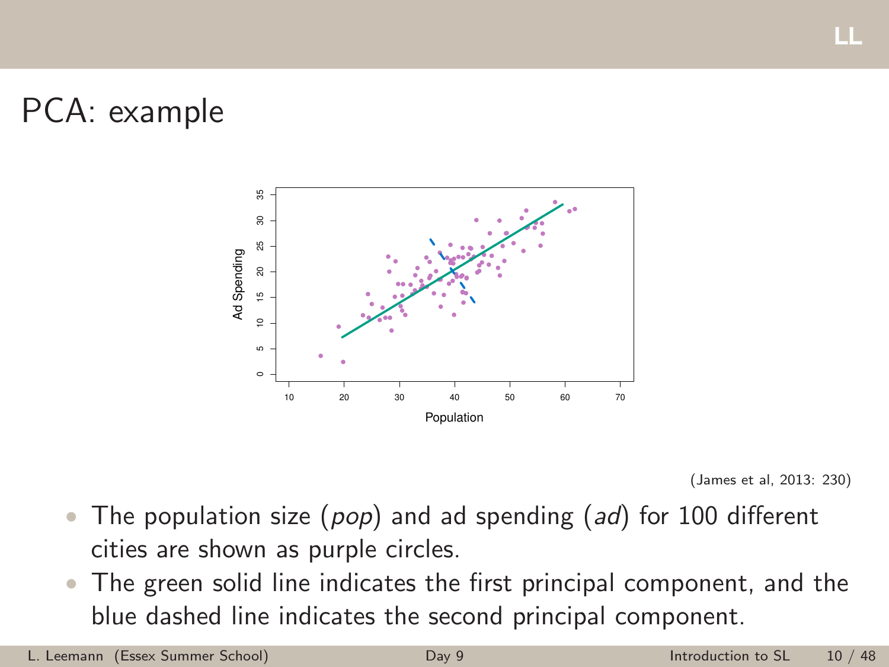# PCA: example

(James et al, 2013: 230)

- The population size (*pop*) and ad spending (*ad*) for 100 different cities are shown as purple circles.
- The green solid line indicates the first principal component, and the blue dashed line indicates the second principal component.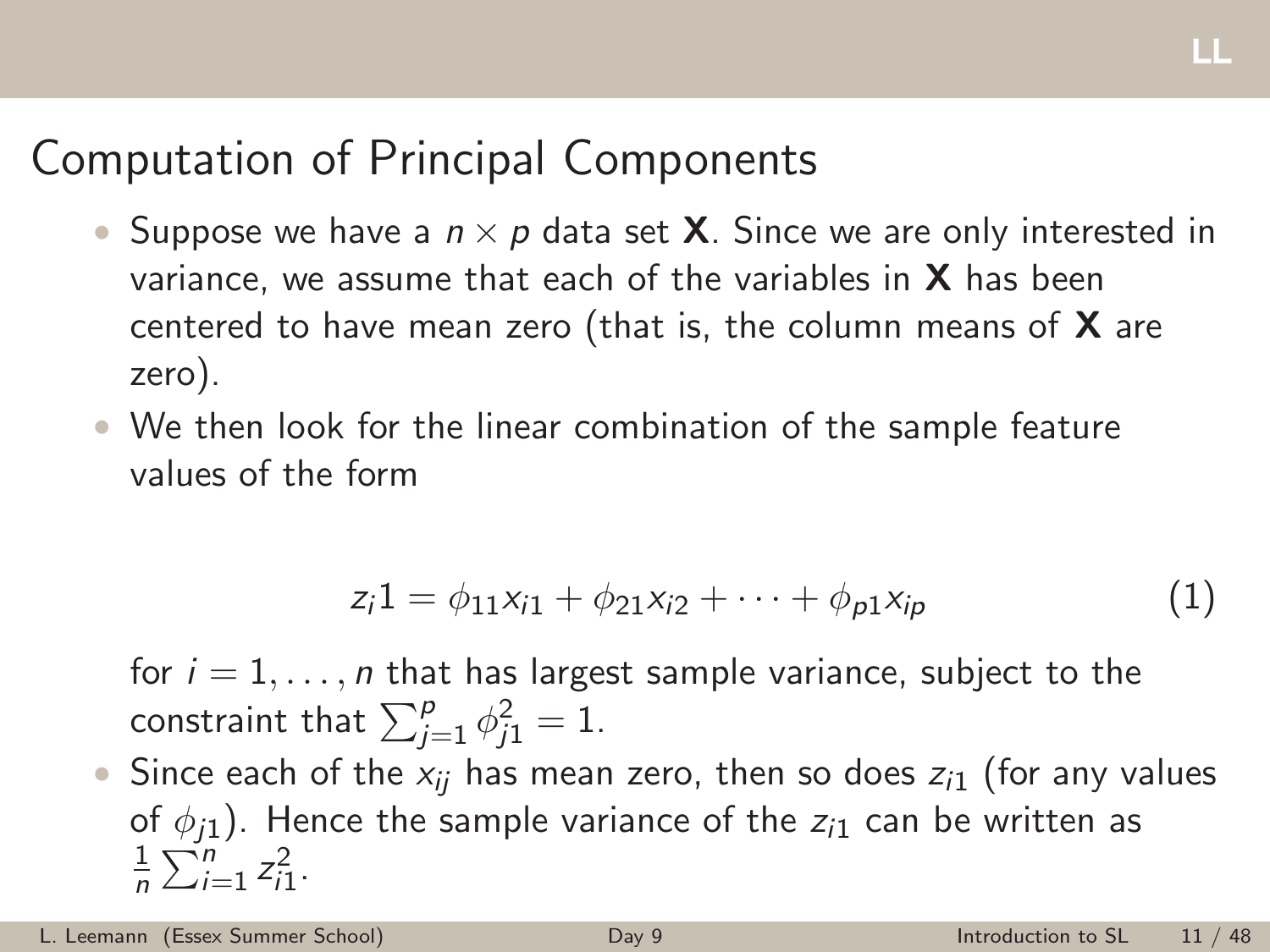# Computation of Principal Components

- Suppose we have a $n \times p$ data set $\mathbf{X}$. Since we are only interested in variance, we assume that each of the variables in $\mathbf{X}$ has been centered to have mean zero (that is, the column means of $\mathbf{X}$ are zero).
- We then look for the linear combination of the sample feature values of the form

$$z_i1 = \phi_{11}x_{i1} + \phi_{21}x_{i2} + \cdots + \phi_{p1}x_{ip} \tag{1}$$

  for $i = 1, \ldots, n$ that has largest sample variance, subject to the constraint that $\sum_{j=1}^{p} \phi_{j1}^2 = 1$.
- Since each of the $x_{ij}$ has mean zero, then so does $z_{i1}$ (for any values of $\phi_{j1}$). Hence the sample variance of the $z_{i1}$ can be written as $\frac{1}{n} \sum_{i=1}^{n} z_{i1}^2$.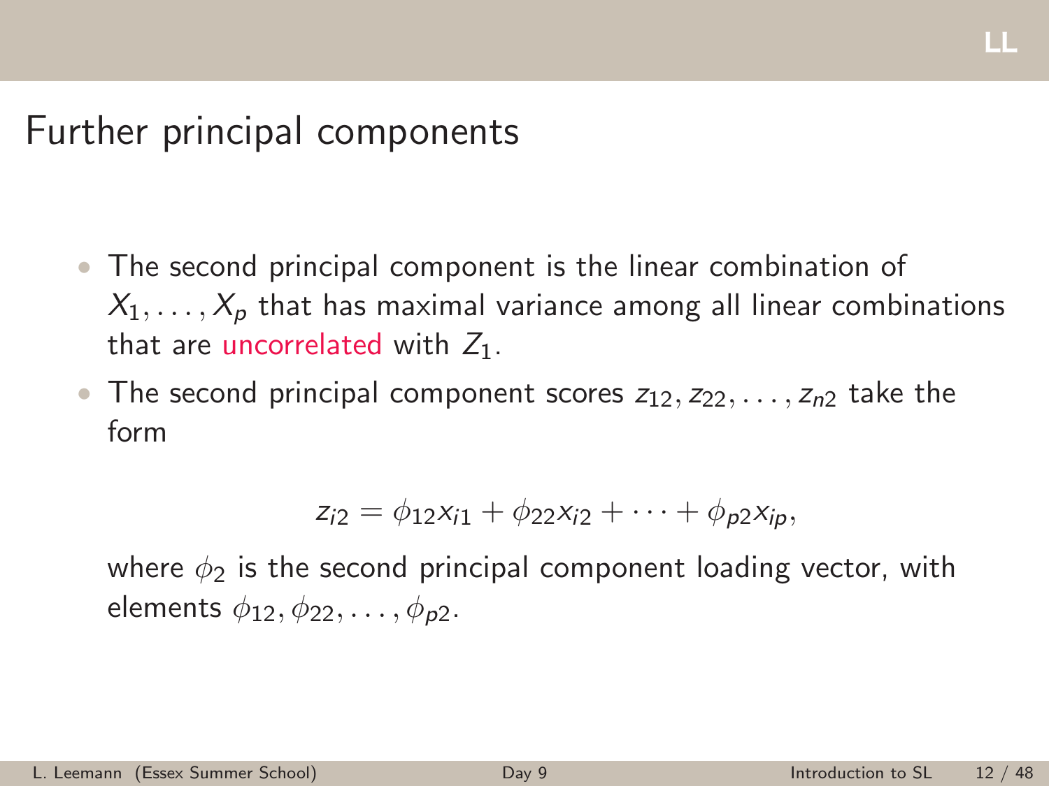# Further principal components

- The second principal component is the linear combination of $X_1, \ldots, X_p$ that has maximal variance among all linear combinations that are uncorrelated with $Z_1$.
- The second principal component scores $z_{12}, z_{22}, \ldots, z_{n2}$ take the form

$$z_{i2} = \phi_{12} x_{i1} + \phi_{22} x_{i2} + \cdots + \phi_{p2} x_{ip},$$

  where $\phi_2$ is the second principal component loading vector, with elements $\phi_{12}, \phi_{22}, \ldots, \phi_{p2}$.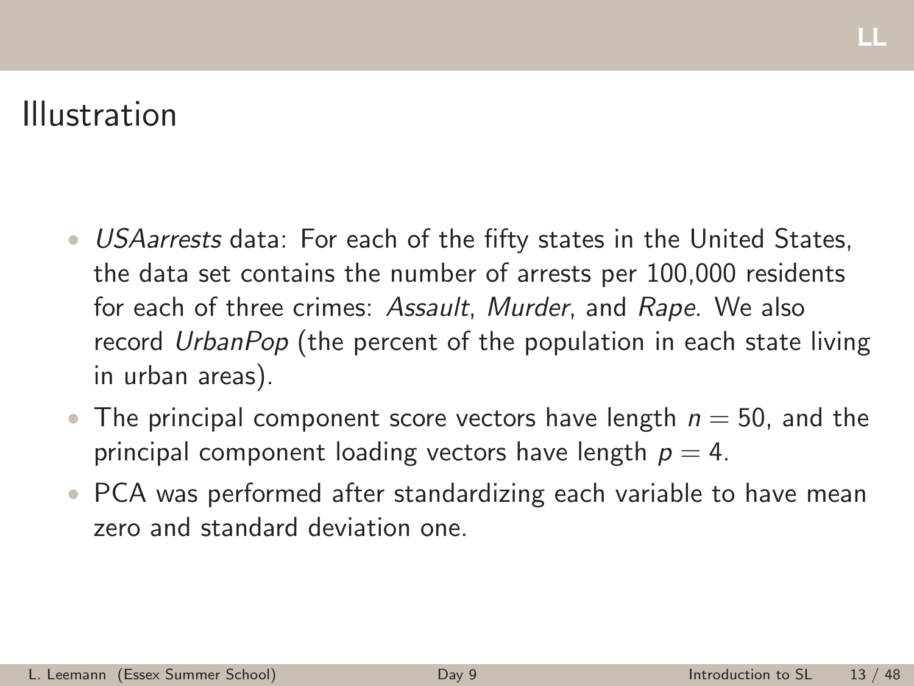# Illustration

- *USAarrests* data: For each of the fifty states in the United States, the data set contains the number of arrests per 100,000 residents for each of three crimes: *Assault*, *Murder*, and *Rape*. We also record *UrbanPop* (the percent of the population in each state living in urban areas).
- The principal component score vectors have length $n = 50$, and the principal component loading vectors have length $p = 4$.
- PCA was performed after standardizing each variable to have mean zero and standard deviation one.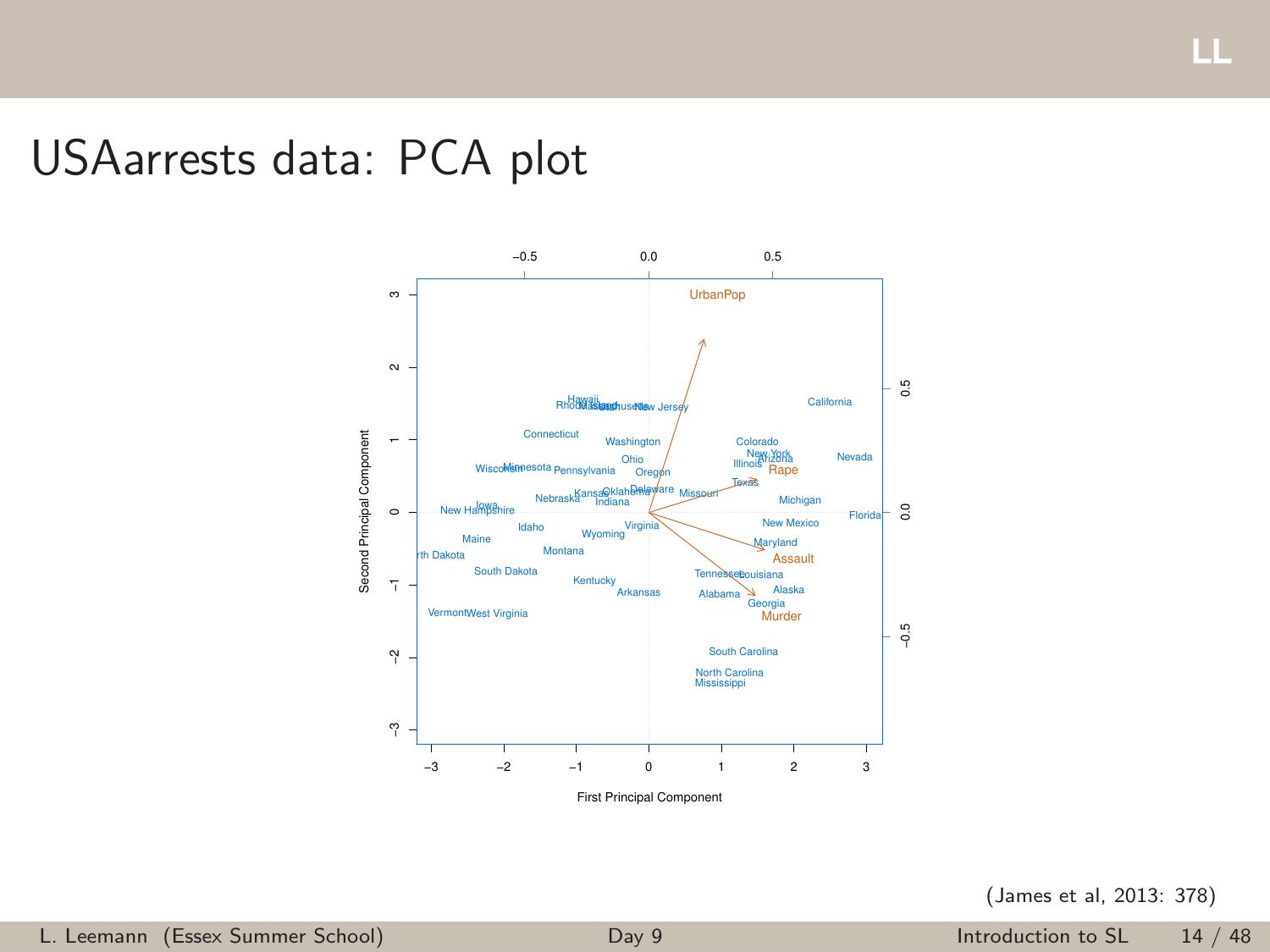# USAarrests data: PCA plot

(James et al, 2013: 378)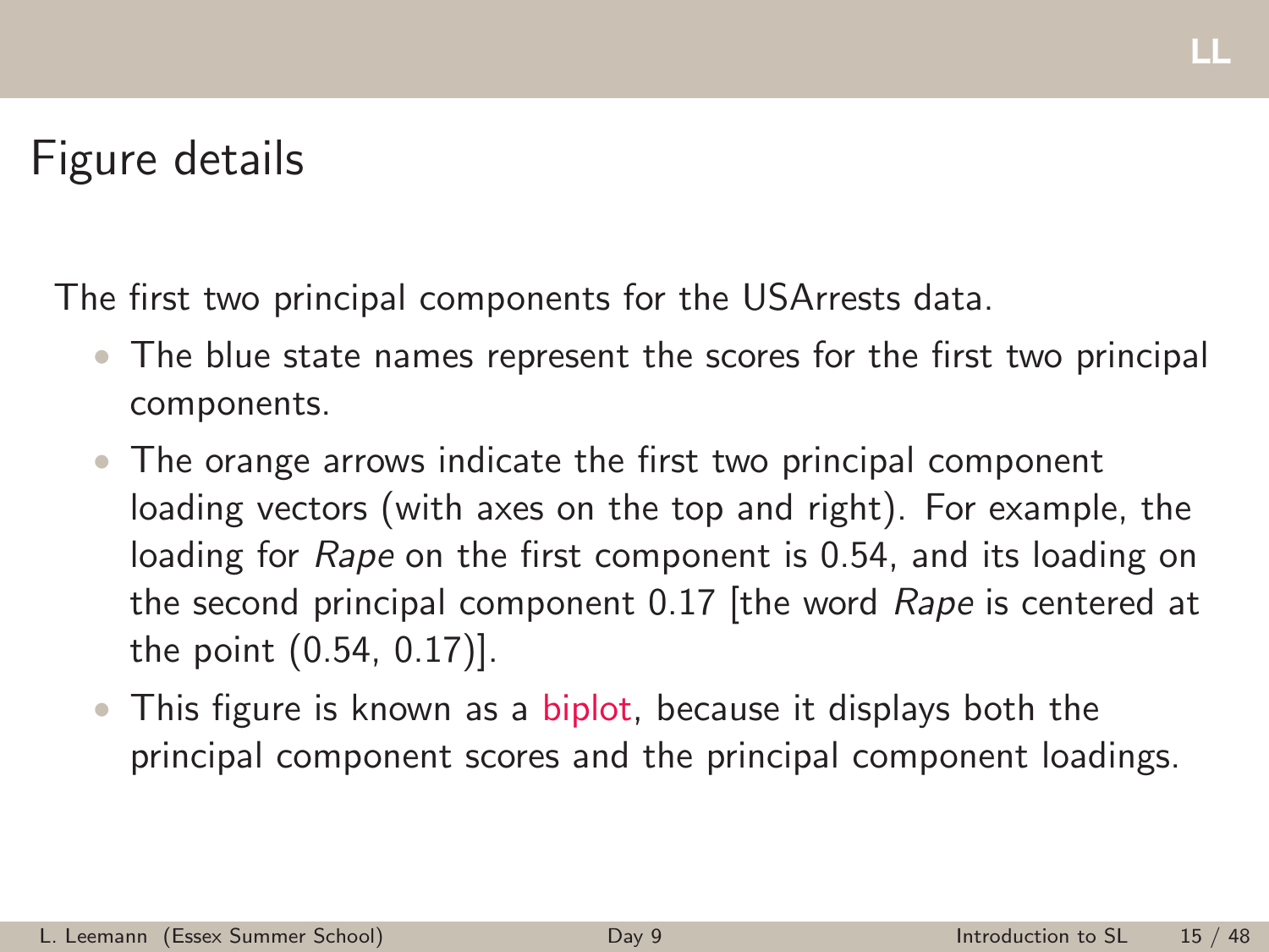# Figure details

The first two principal components for the USArrests data.

- The blue state names represent the scores for the first two principal components.
- The orange arrows indicate the first two principal component loading vectors (with axes on the top and right). For example, the loading for *Rape* on the first component is 0.54, and its loading on the second principal component 0.17 [the word *Rape* is centered at the point (0.54, 0.17)].
- This figure is known as a biplot, because it displays both the principal component scores and the principal component loadings.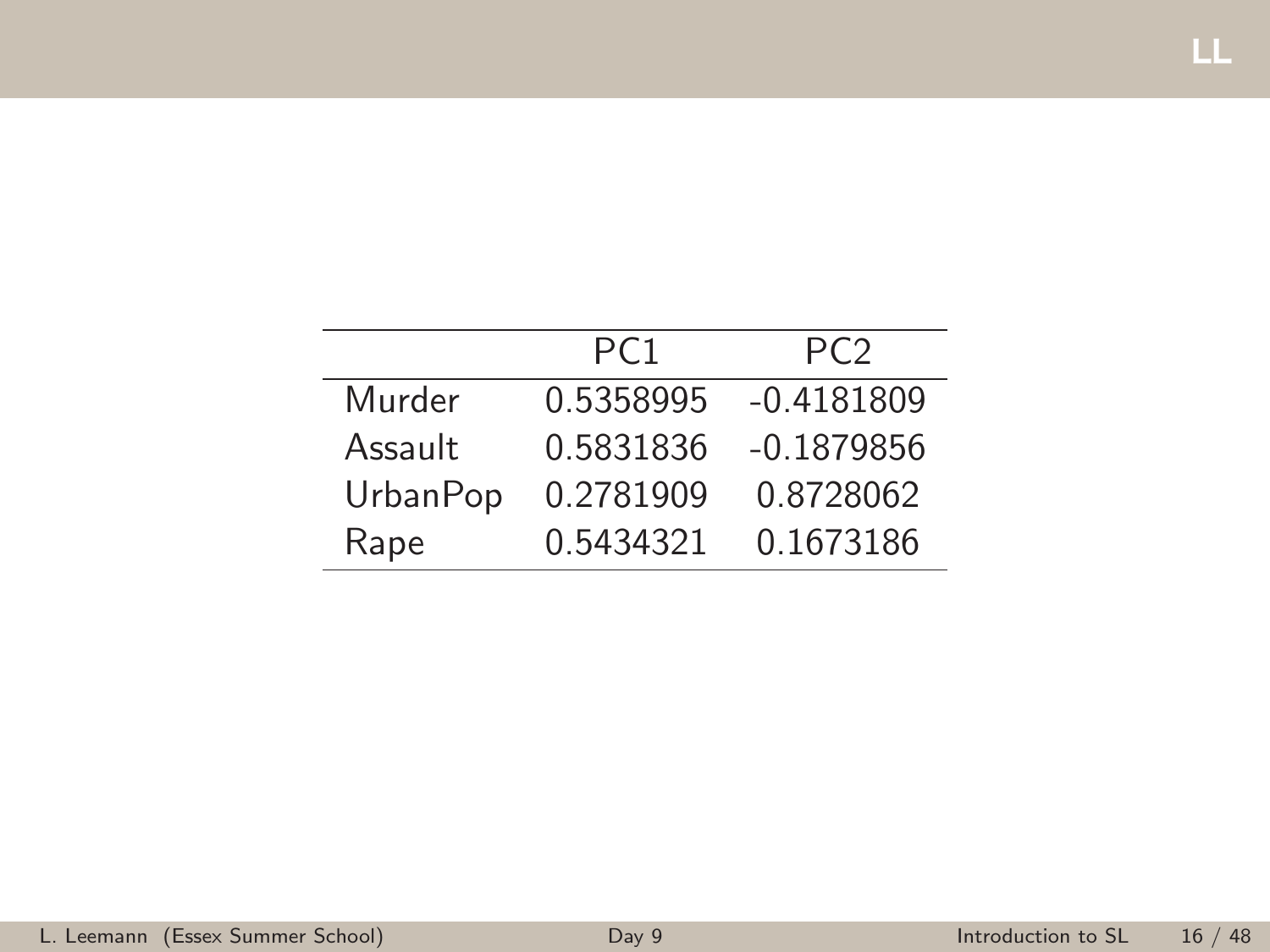| | PC1 | PC2 |
|---|---|---|
| Murder | 0.5358995 | -0.4181809 |
| Assault | 0.5831836 | -0.1879856 |
| UrbanPop | 0.2781909 | 0.8728062 |
| Rape | 0.5434321 | 0.1673186 |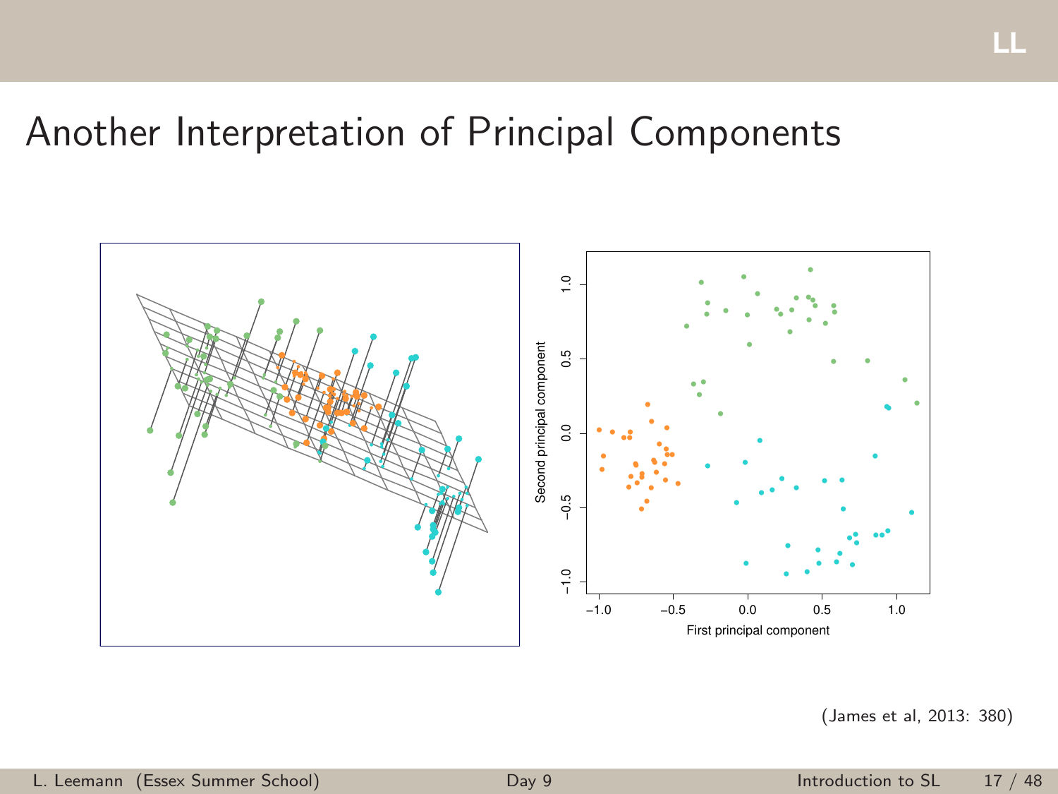# Another Interpretation of Principal Components

(James et al, 2013: 380)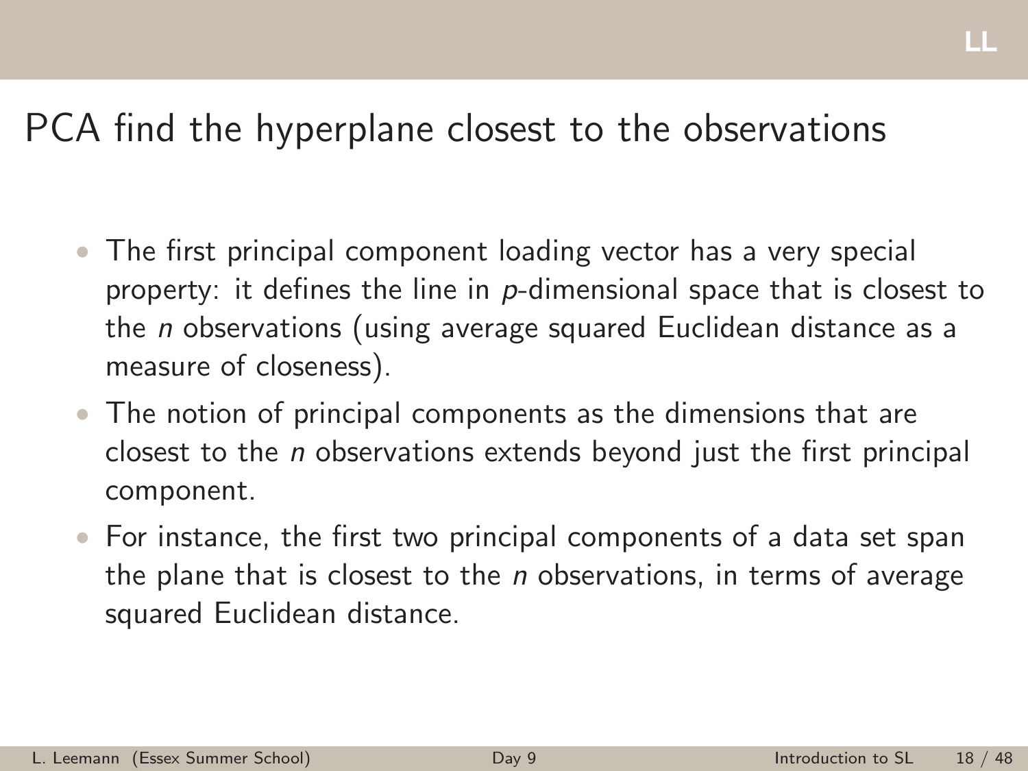# PCA find the hyperplane closest to the observations

- The first principal component loading vector has a very special property: it defines the line in $p$-dimensional space that is closest to the $n$ observations (using average squared Euclidean distance as a measure of closeness).
- The notion of principal components as the dimensions that are closest to the $n$ observations extends beyond just the first principal component.
- For instance, the first two principal components of a data set span the plane that is closest to the $n$ observations, in terms of average squared Euclidean distance.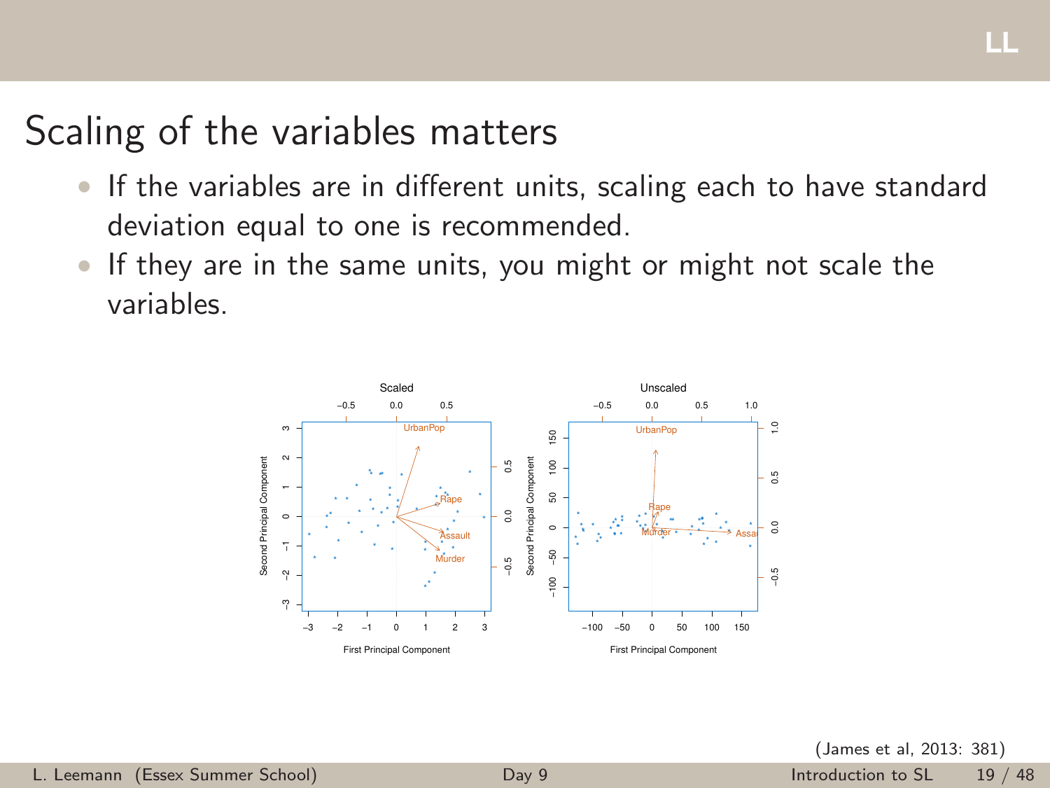# Scaling of the variables matters

- If the variables are in different units, scaling each to have standard deviation equal to one is recommended.
- If they are in the same units, you might or might not scale the variables.

(James et al, 2013: 381)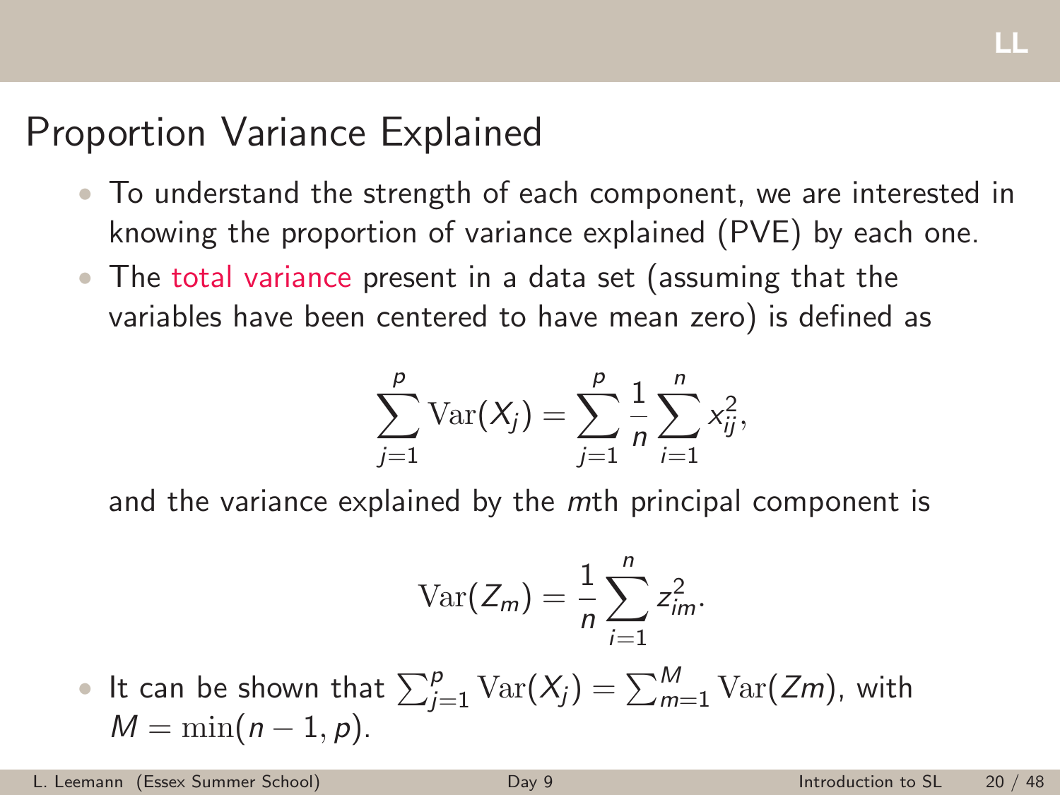# Proportion Variance Explained

- To understand the strength of each component, we are interested in knowing the proportion of variance explained (PVE) by each one.
- The total variance present in a data set (assuming that the variables have been centered to have mean zero) is defined as

$$\sum_{j=1}^{p} \mathrm{Var}(X_j) = \sum_{j=1}^{p} \frac{1}{n} \sum_{i=1}^{n} x_{ij}^2,$$

  and the variance explained by the $m$th principal component is

$$\mathrm{Var}(Z_m) = \frac{1}{n} \sum_{i=1}^{n} z_{im}^2.$$

- It can be shown that $\sum_{j=1}^{p} \mathrm{Var}(X_j) = \sum_{m=1}^{M} \mathrm{Var}(Zm)$, with $M = \min(n-1, p)$.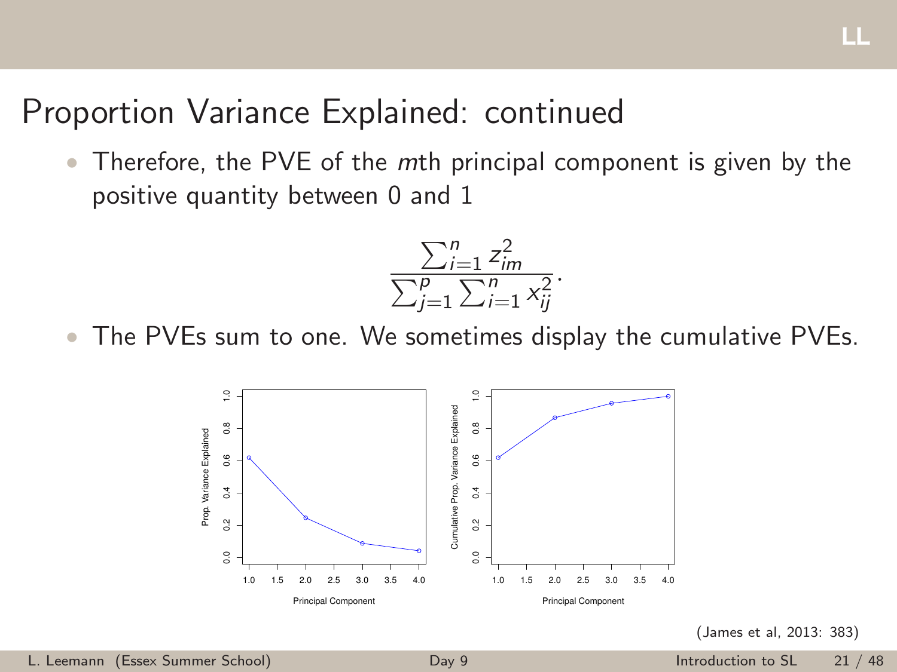# Proportion Variance Explained: continued

- Therefore, the PVE of the *m*th principal component is given by the positive quantity between 0 and 1

$$\frac{\sum_{i=1}^{n} z_{im}^2}{\sum_{j=1}^{p} \sum_{i=1}^{n} x_{ij}^2}.$$

- The PVEs sum to one. We sometimes display the cumulative PVEs.

(James et al, 2013: 383)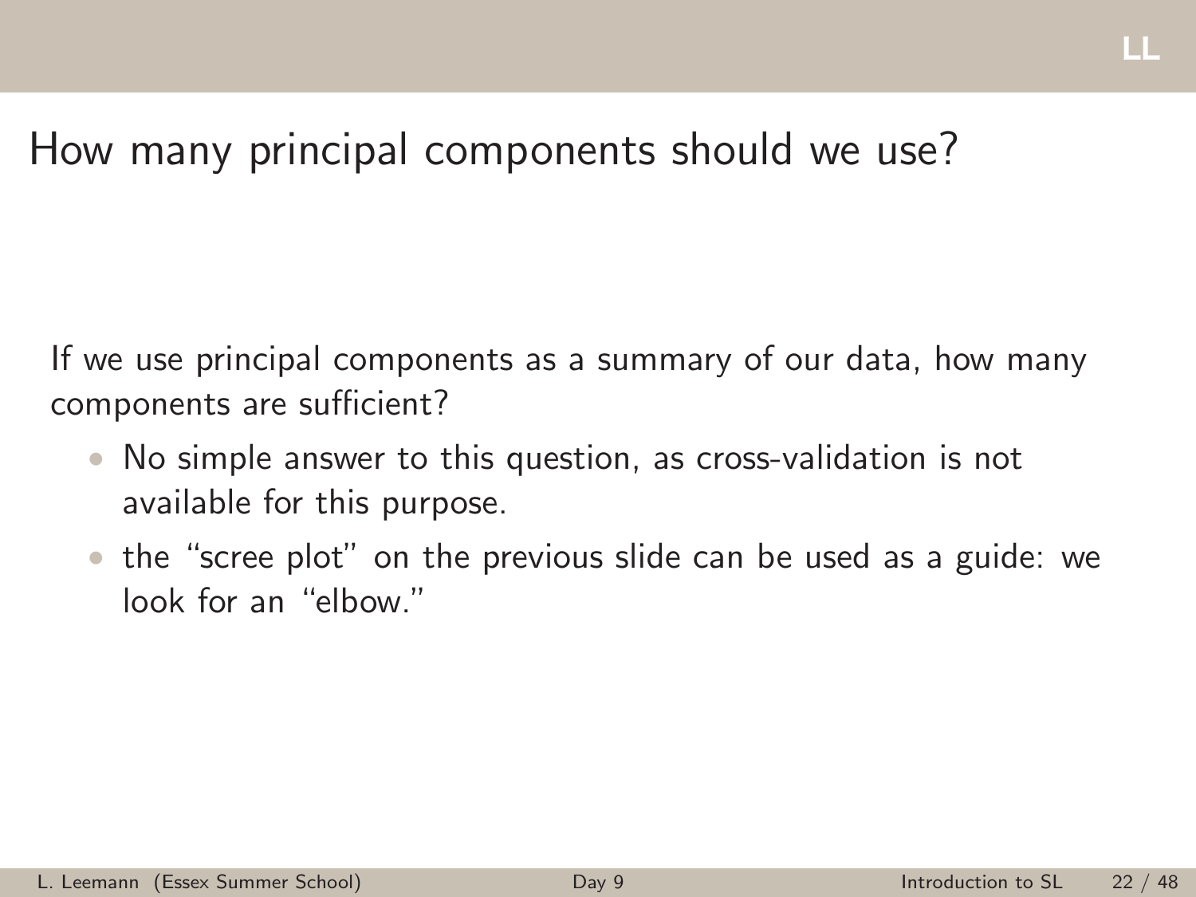# How many principal components should we use?

If we use principal components as a summary of our data, how many components are sufficient?

- No simple answer to this question, as cross-validation is not available for this purpose.
- the “scree plot” on the previous slide can be used as a guide: we look for an “elbow.”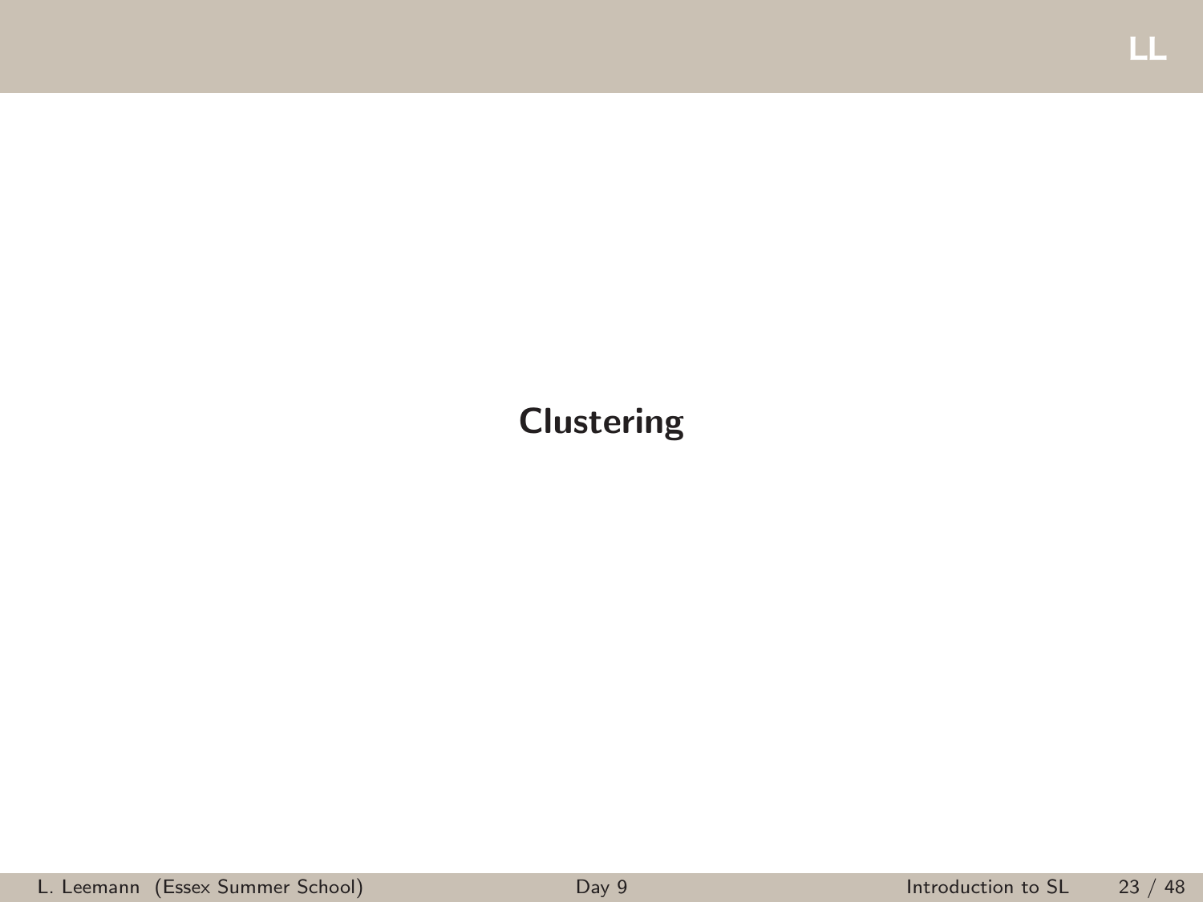# Clustering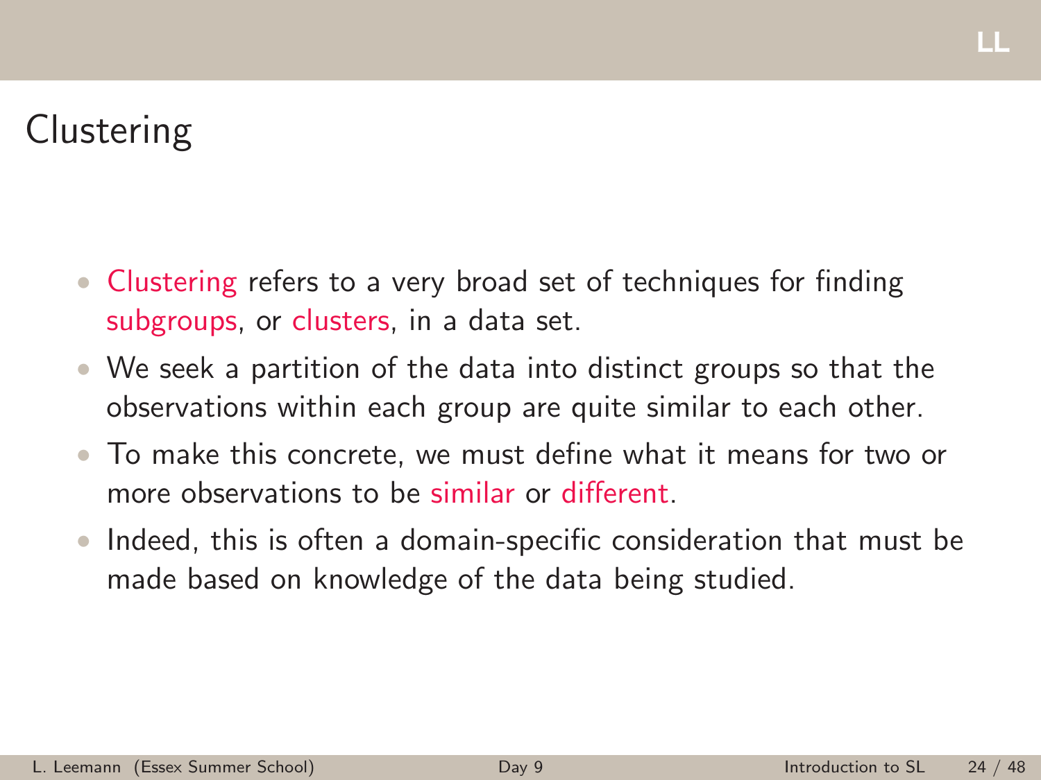# Clustering

- Clustering refers to a very broad set of techniques for finding subgroups, or clusters, in a data set.
- We seek a partition of the data into distinct groups so that the observations within each group are quite similar to each other.
- To make this concrete, we must define what it means for two or more observations to be similar or different.
- Indeed, this is often a domain-specific consideration that must be made based on knowledge of the data being studied.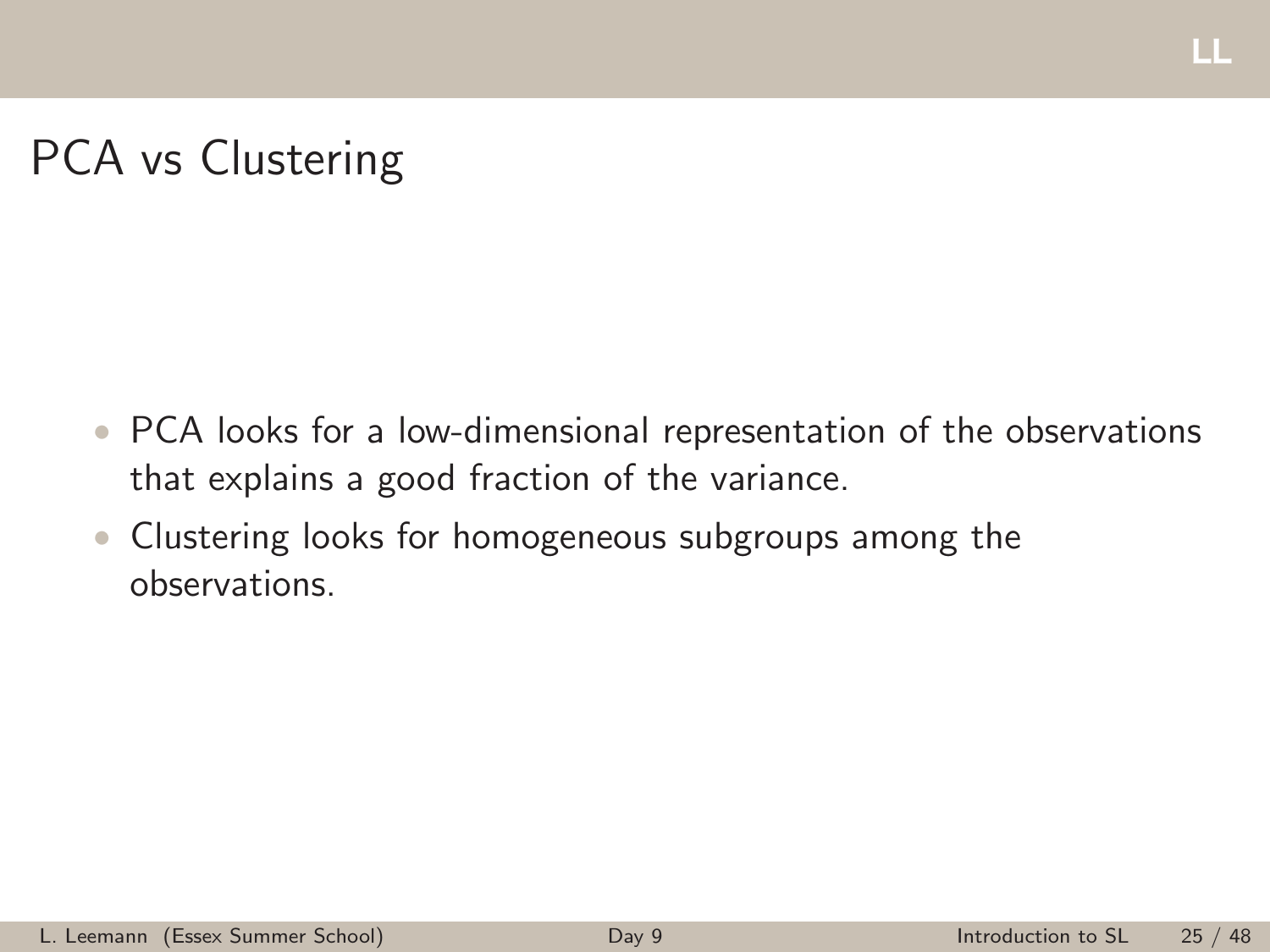# PCA vs Clustering

- PCA looks for a low-dimensional representation of the observations that explains a good fraction of the variance.
- Clustering looks for homogeneous subgroups among the observations.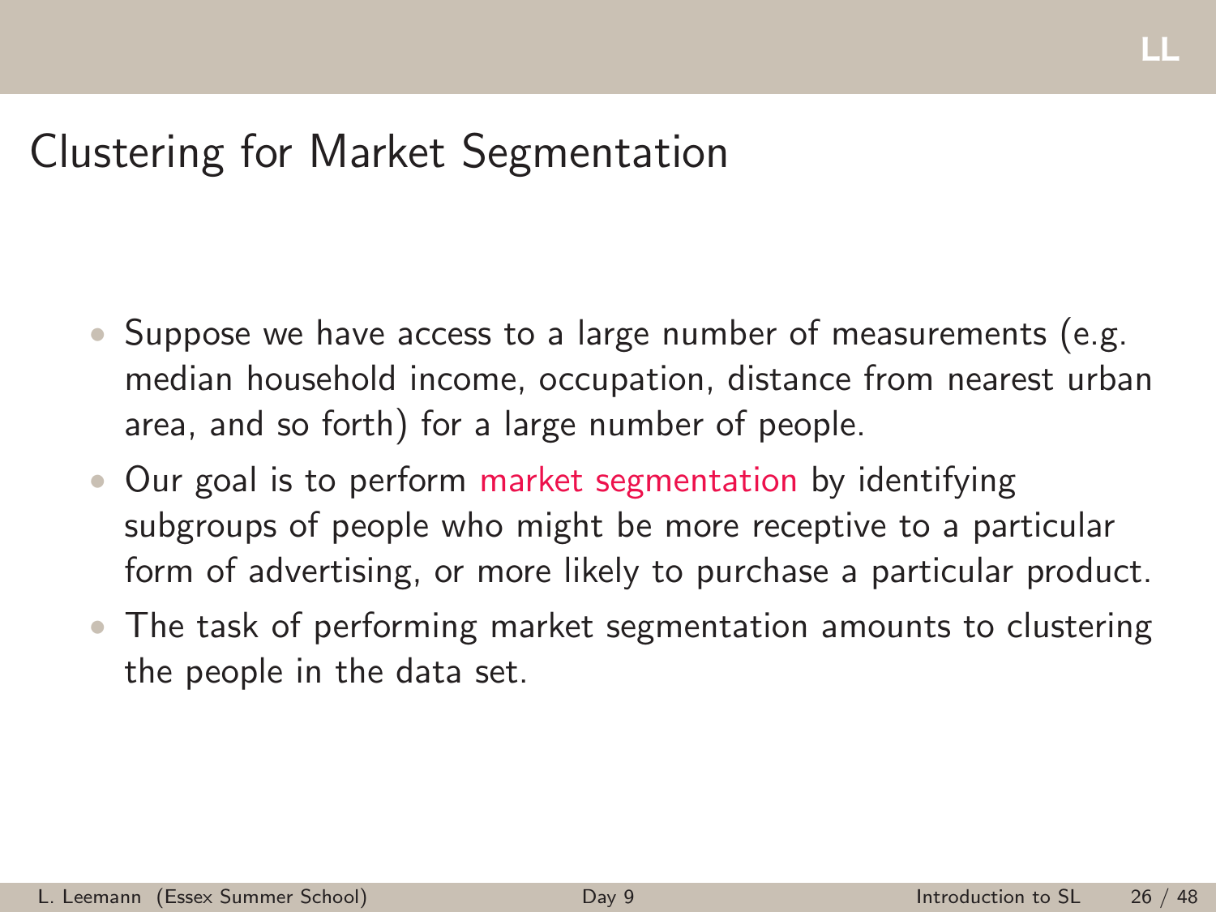# Clustering for Market Segmentation

- Suppose we have access to a large number of measurements (e.g. median household income, occupation, distance from nearest urban area, and so forth) for a large number of people.
- Our goal is to perform market segmentation by identifying subgroups of people who might be more receptive to a particular form of advertising, or more likely to purchase a particular product.
- The task of performing market segmentation amounts to clustering the people in the data set.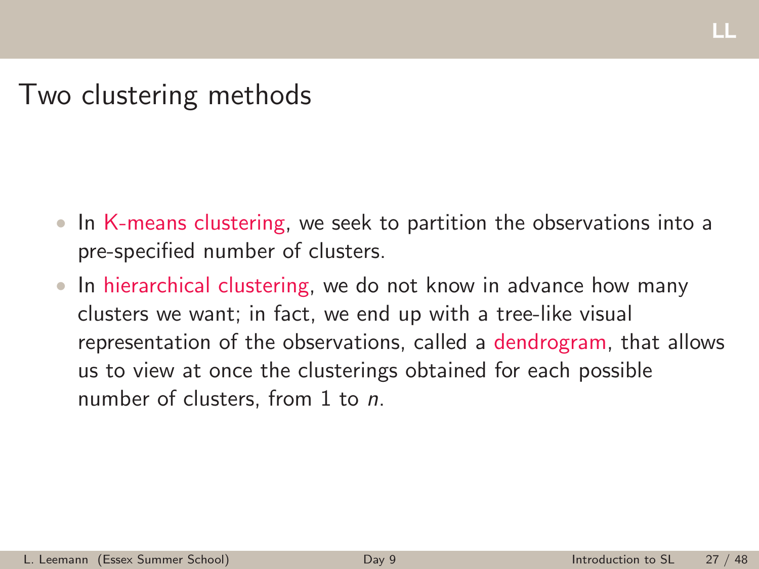# Two clustering methods

- In K-means clustering, we seek to partition the observations into a pre-specified number of clusters.
- In hierarchical clustering, we do not know in advance how many clusters we want; in fact, we end up with a tree-like visual representation of the observations, called a dendrogram, that allows us to view at once the clusterings obtained for each possible number of clusters, from 1 to $n$.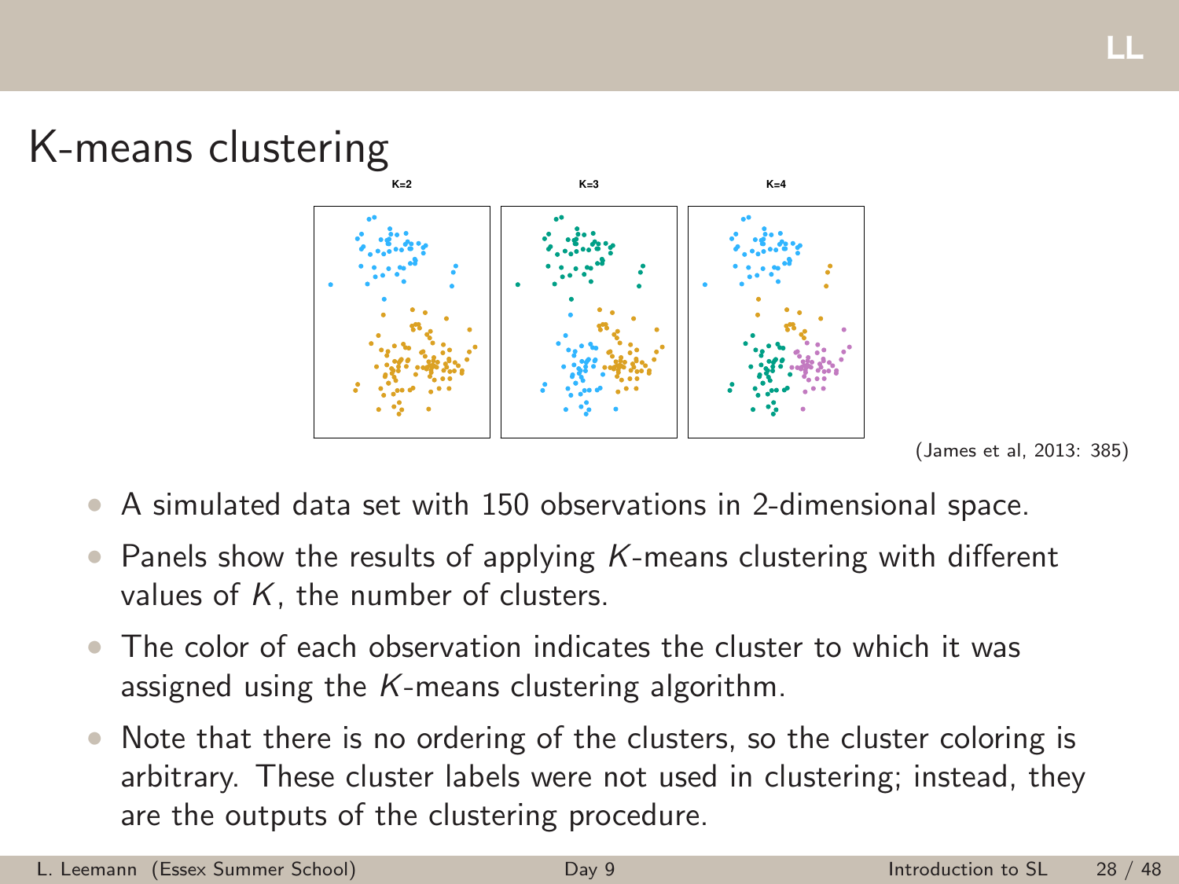## K-means clustering

K=2 K=3 K=4

(James et al, 2013: 385)

- A simulated data set with 150 observations in 2-dimensional space.
- Panels show the results of applying $K$-means clustering with different values of $K$, the number of clusters.
- The color of each observation indicates the cluster to which it was assigned using the $K$-means clustering algorithm.
- Note that there is no ordering of the clusters, so the cluster coloring is arbitrary. These cluster labels were not used in clustering; instead, they are the outputs of the clustering procedure.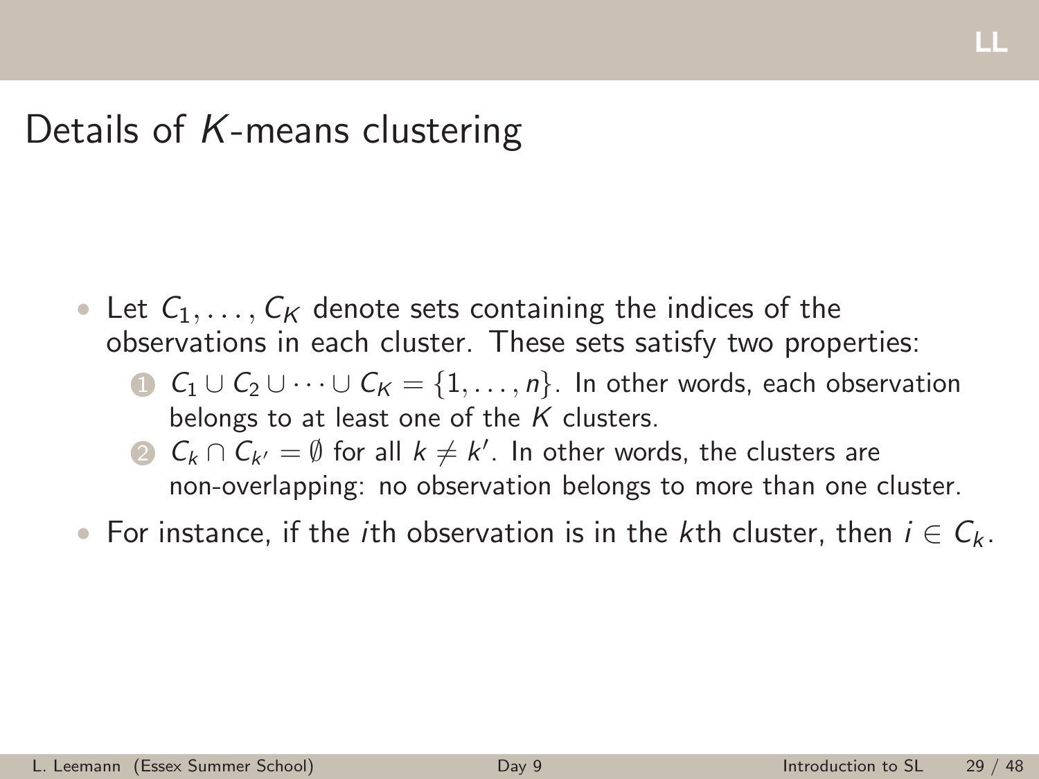# Details of $K$-means clustering

- Let $C_1, \ldots, C_K$ denote sets containing the indices of the observations in each cluster. These sets satisfy two properties:
  1. $C_1 \cup C_2 \cup \cdots \cup C_K = \{1, \ldots, n\}$. In other words, each observation belongs to at least one of the $K$ clusters.
  2. $C_k \cap C_{k'} = \emptyset$ for all $k \neq k'$. In other words, the clusters are non-overlapping: no observation belongs to more than one cluster.
- For instance, if the $i$th observation is in the $k$th cluster, then $i \in C_k$.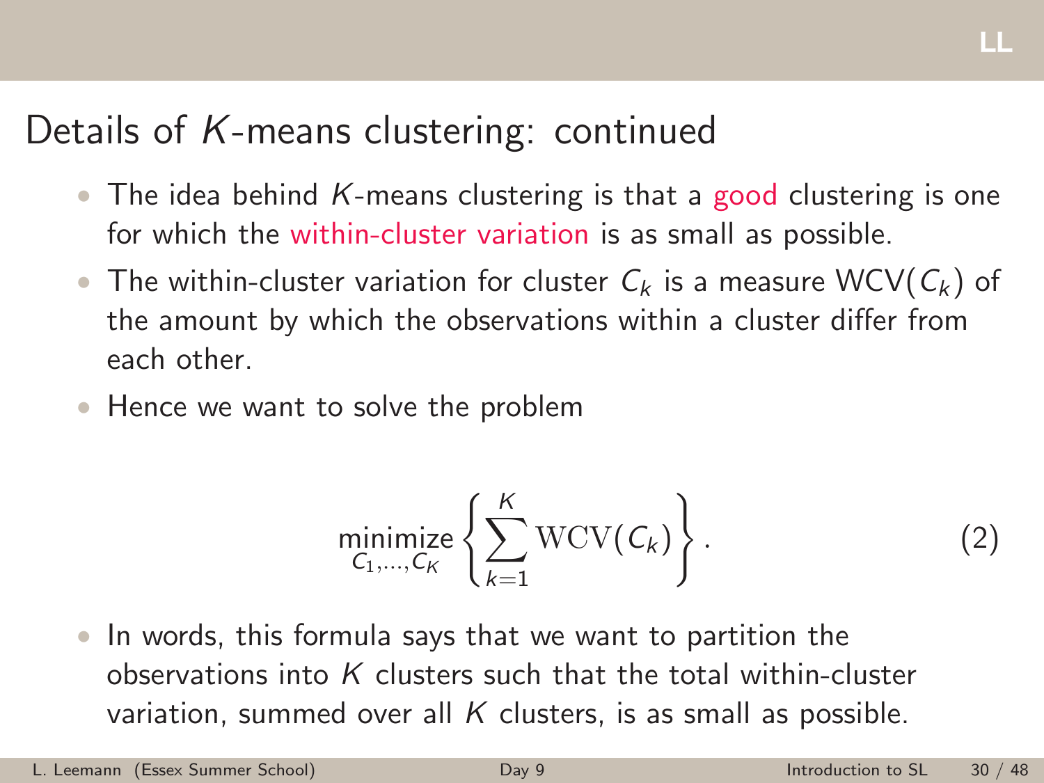## Details of $K$-means clustering: continued

- The idea behind $K$-means clustering is that a good clustering is one for which the within-cluster variation is as small as possible.
- The within-cluster variation for cluster $C_k$ is a measure $\text{WCV}(C_k)$ of the amount by which the observations within a cluster differ from each other.
- Hence we want to solve the problem

$$\underset{C_1,\ldots,C_K}{\text{minimize}} \left\{ \sum_{k=1}^{K} \text{WCV}(C_k) \right\}. \tag{2}$$

- In words, this formula says that we want to partition the observations into $K$ clusters such that the total within-cluster variation, summed over all $K$ clusters, is as small as possible.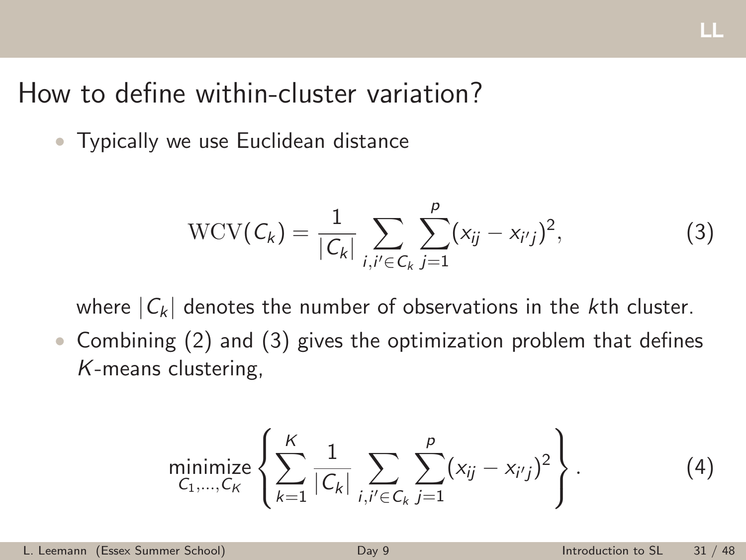# How to define within-cluster variation?

- Typically we use Euclidean distance

$$\mathrm{WCV}(C_k) = \frac{1}{|C_k|} \sum_{i,i' \in C_k} \sum_{j=1}^{p} (x_{ij} - x_{i'j})^2, \tag{3}$$

where $|C_k|$ denotes the number of observations in the $k$th cluster.

- Combining (2) and (3) gives the optimization problem that defines $K$-means clustering,

$$\underset{C_1,\ldots,C_K}{\text{minimize}} \left\{ \sum_{k=1}^{K} \frac{1}{|C_k|} \sum_{i,i' \in C_k} \sum_{j=1}^{p} (x_{ij} - x_{i'j})^2 \right\}. \tag{4}$$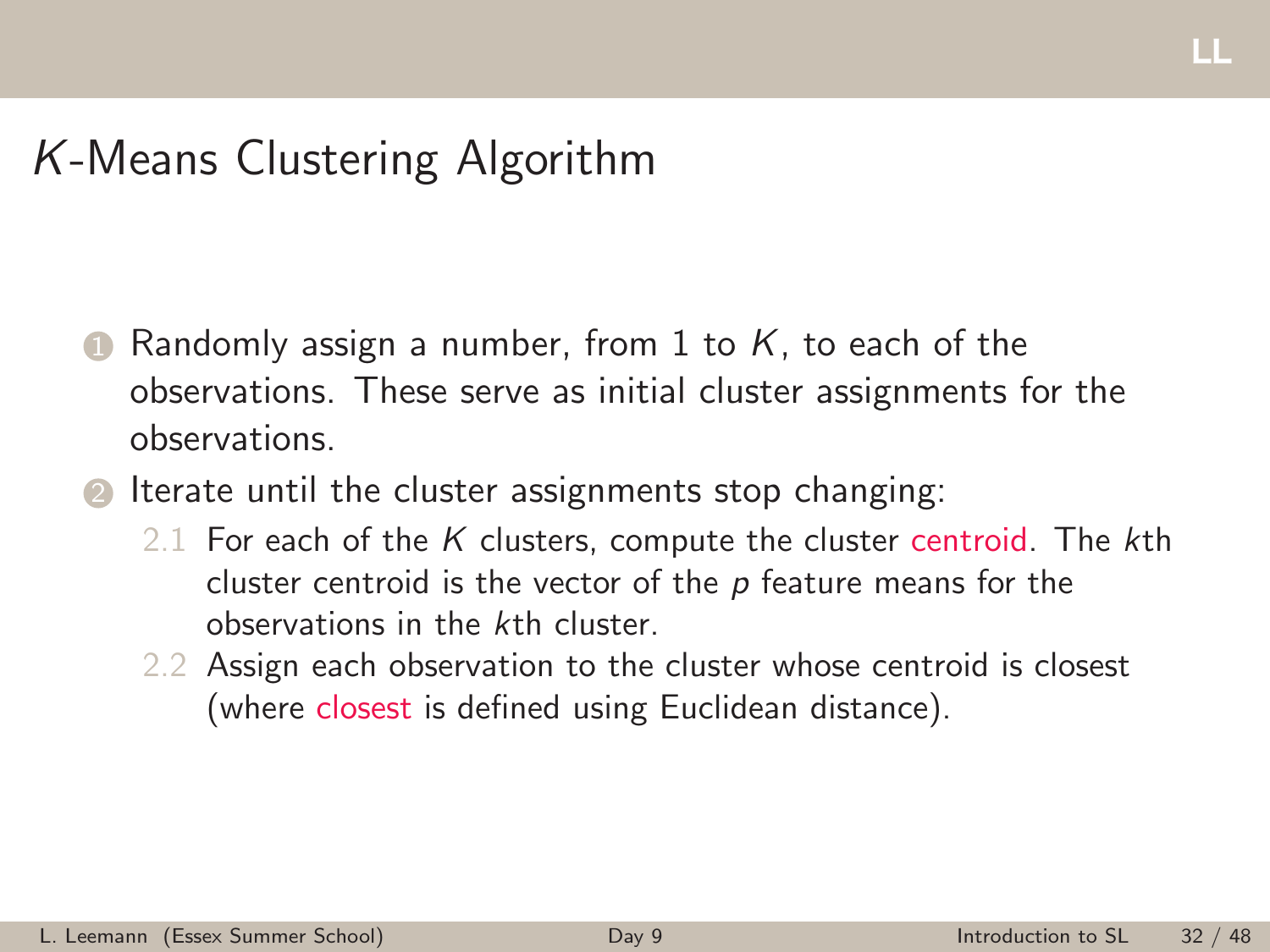# $K$-Means Clustering Algorithm

1. Randomly assign a number, from 1 to $K$, to each of the observations. These serve as initial cluster assignments for the observations.
2. Iterate until the cluster assignments stop changing:
   - 2.1 For each of the $K$ clusters, compute the cluster centroid. The $k$th cluster centroid is the vector of the $p$ feature means for the observations in the $k$th cluster.
   - 2.2 Assign each observation to the cluster whose centroid is closest (where closest is defined using Euclidean distance).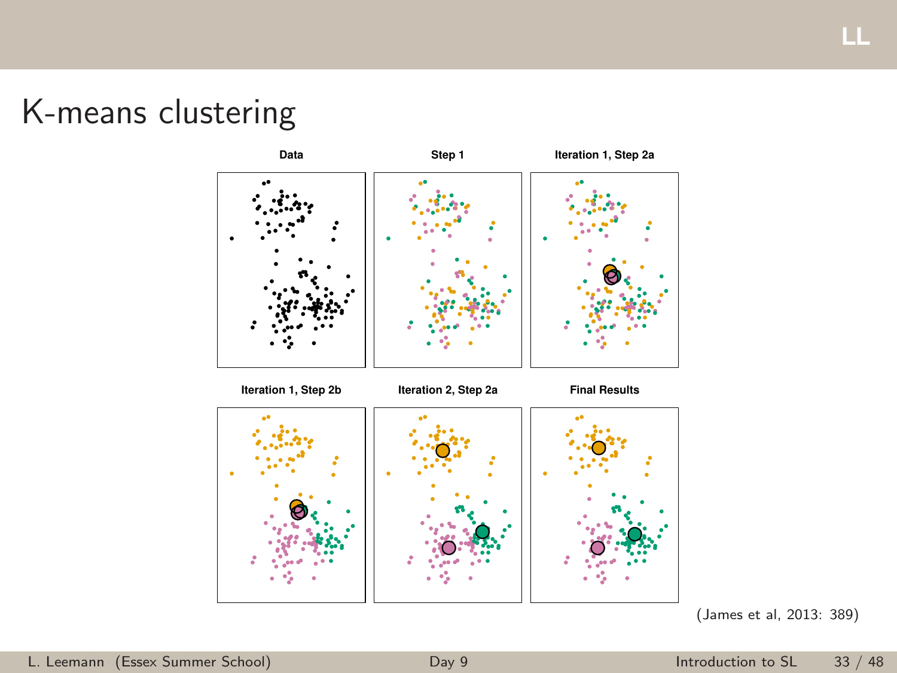# K-means clustering

Data

Step 1

Iteration 1, Step 2a

Iteration 1, Step 2b

Iteration 2, Step 2a

Final Results

(James et al, 2013: 389)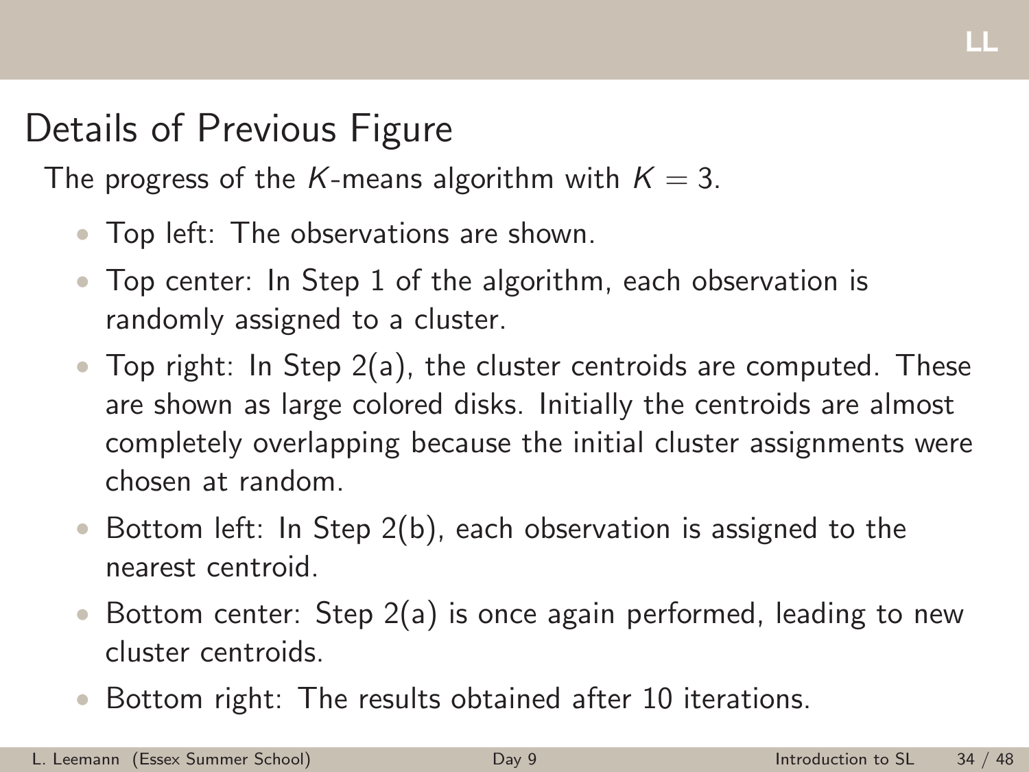## Details of Previous Figure

The progress of the $K$-means algorithm with $K = 3$.

- Top left: The observations are shown.
- Top center: In Step 1 of the algorithm, each observation is randomly assigned to a cluster.
- Top right: In Step 2(a), the cluster centroids are computed. These are shown as large colored disks. Initially the centroids are almost completely overlapping because the initial cluster assignments were chosen at random.
- Bottom left: In Step 2(b), each observation is assigned to the nearest centroid.
- Bottom center: Step 2(a) is once again performed, leading to new cluster centroids.
- Bottom right: The results obtained after 10 iterations.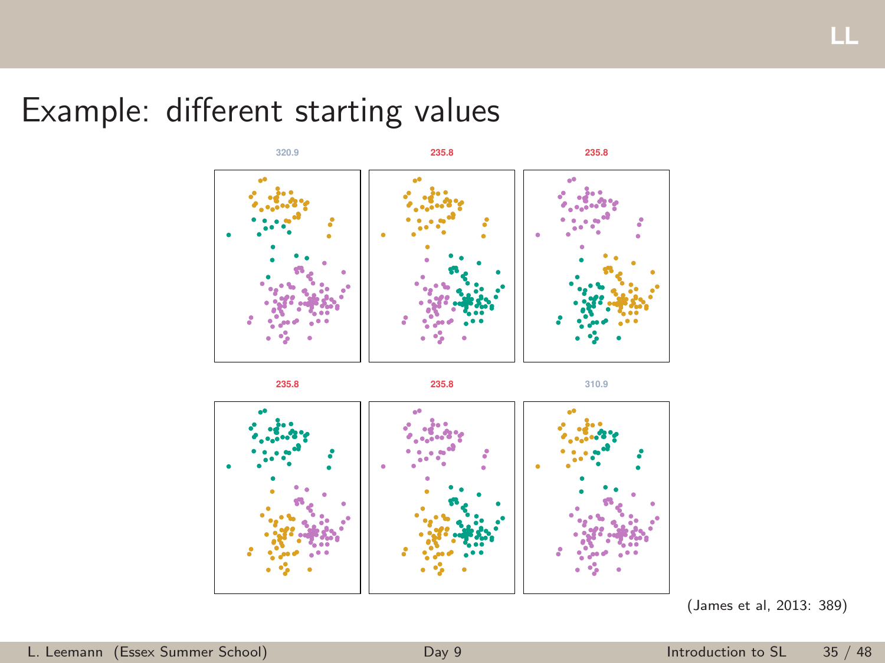# Example: different starting values

(James et al, 2013: 389)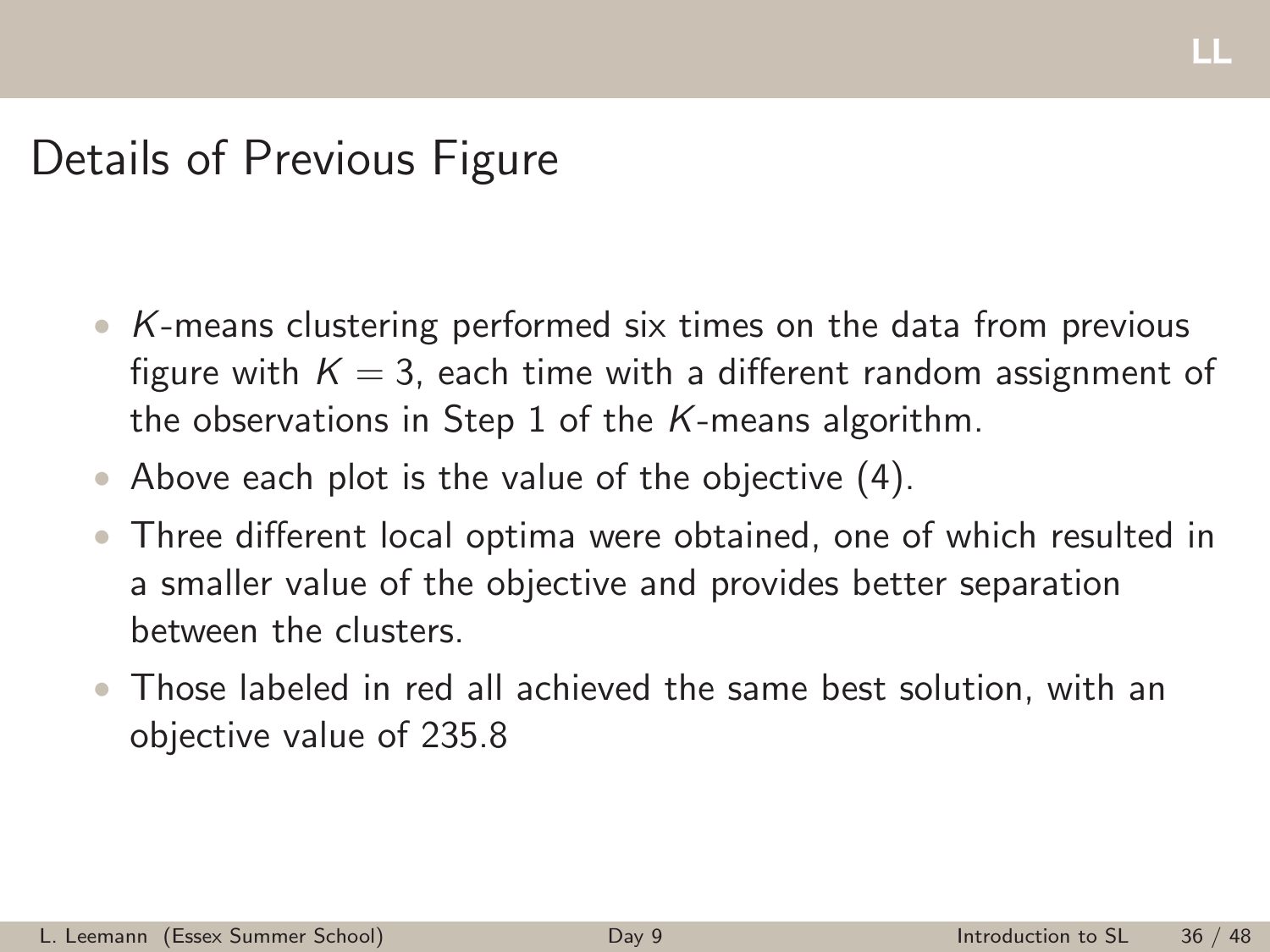## Details of Previous Figure

- $K$-means clustering performed six times on the data from previous figure with $K = 3$, each time with a different random assignment of the observations in Step 1 of the $K$-means algorithm.
- Above each plot is the value of the objective (4).
- Three different local optima were obtained, one of which resulted in a smaller value of the objective and provides better separation between the clusters.
- Those labeled in red all achieved the same best solution, with an objective value of 235.8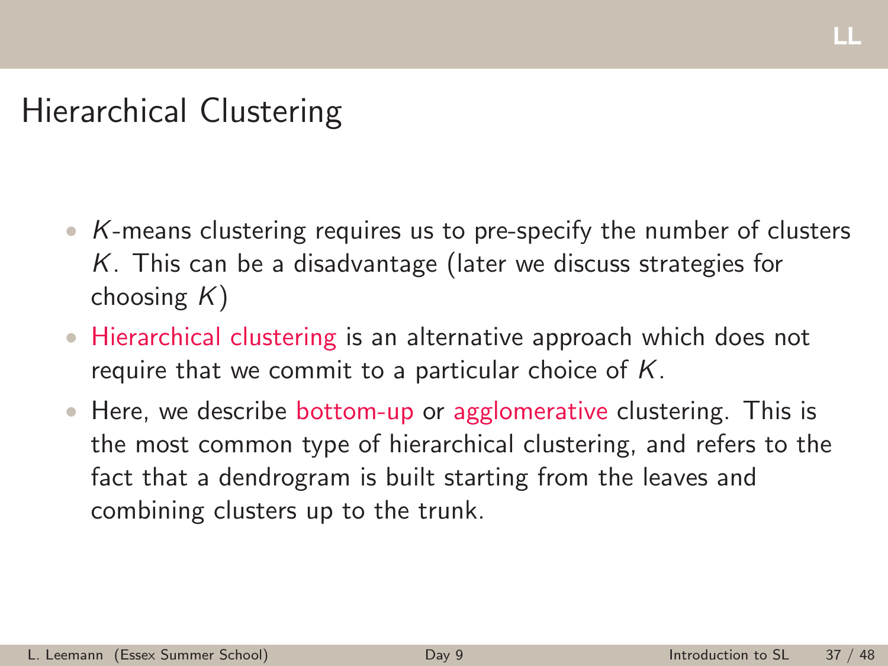# Hierarchical Clustering

- $K$-means clustering requires us to pre-specify the number of clusters $K$. This can be a disadvantage (later we discuss strategies for choosing $K$)
- Hierarchical clustering is an alternative approach which does not require that we commit to a particular choice of $K$.
- Here, we describe bottom-up or agglomerative clustering. This is the most common type of hierarchical clustering, and refers to the fact that a dendrogram is built starting from the leaves and combining clusters up to the trunk.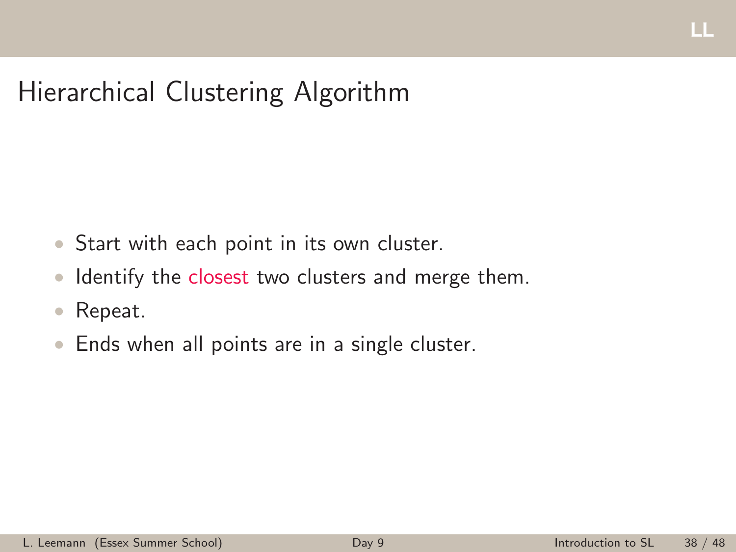# Hierarchical Clustering Algorithm

- Start with each point in its own cluster.
- Identify the closest two clusters and merge them.
- Repeat.
- Ends when all points are in a single cluster.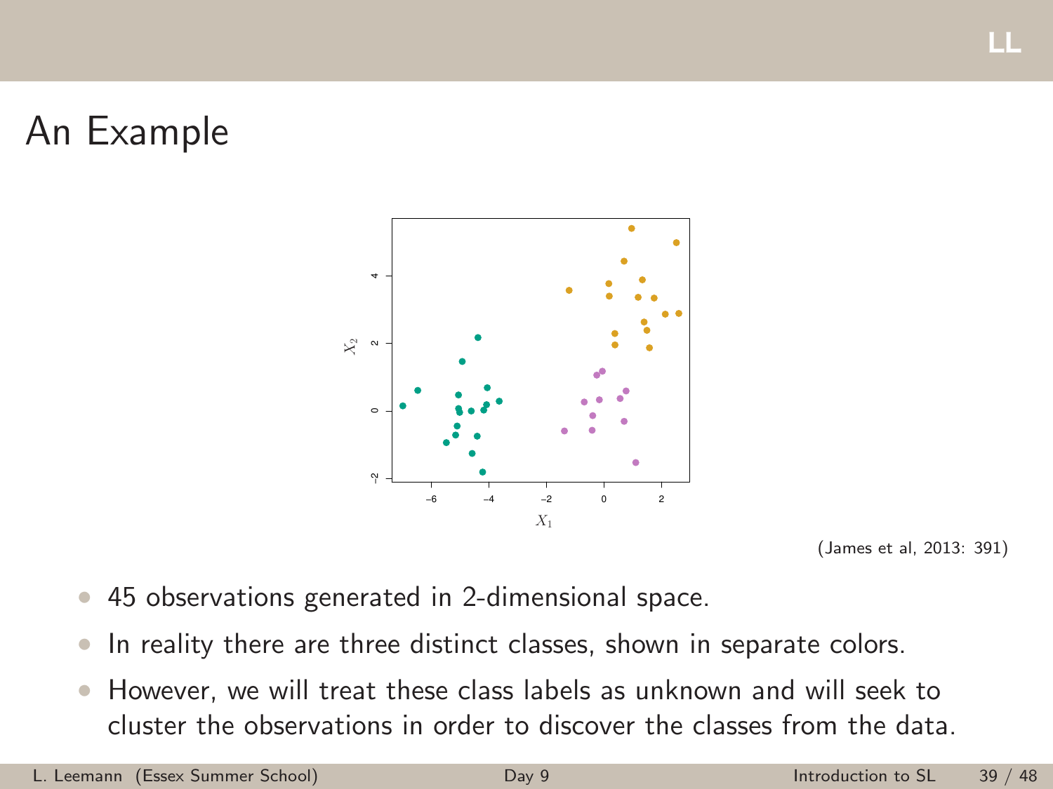# An Example

(James et al, 2013: 391)

- 45 observations generated in 2-dimensional space.
- In reality there are three distinct classes, shown in separate colors.
- However, we will treat these class labels as unknown and will seek to cluster the observations in order to discover the classes from the data.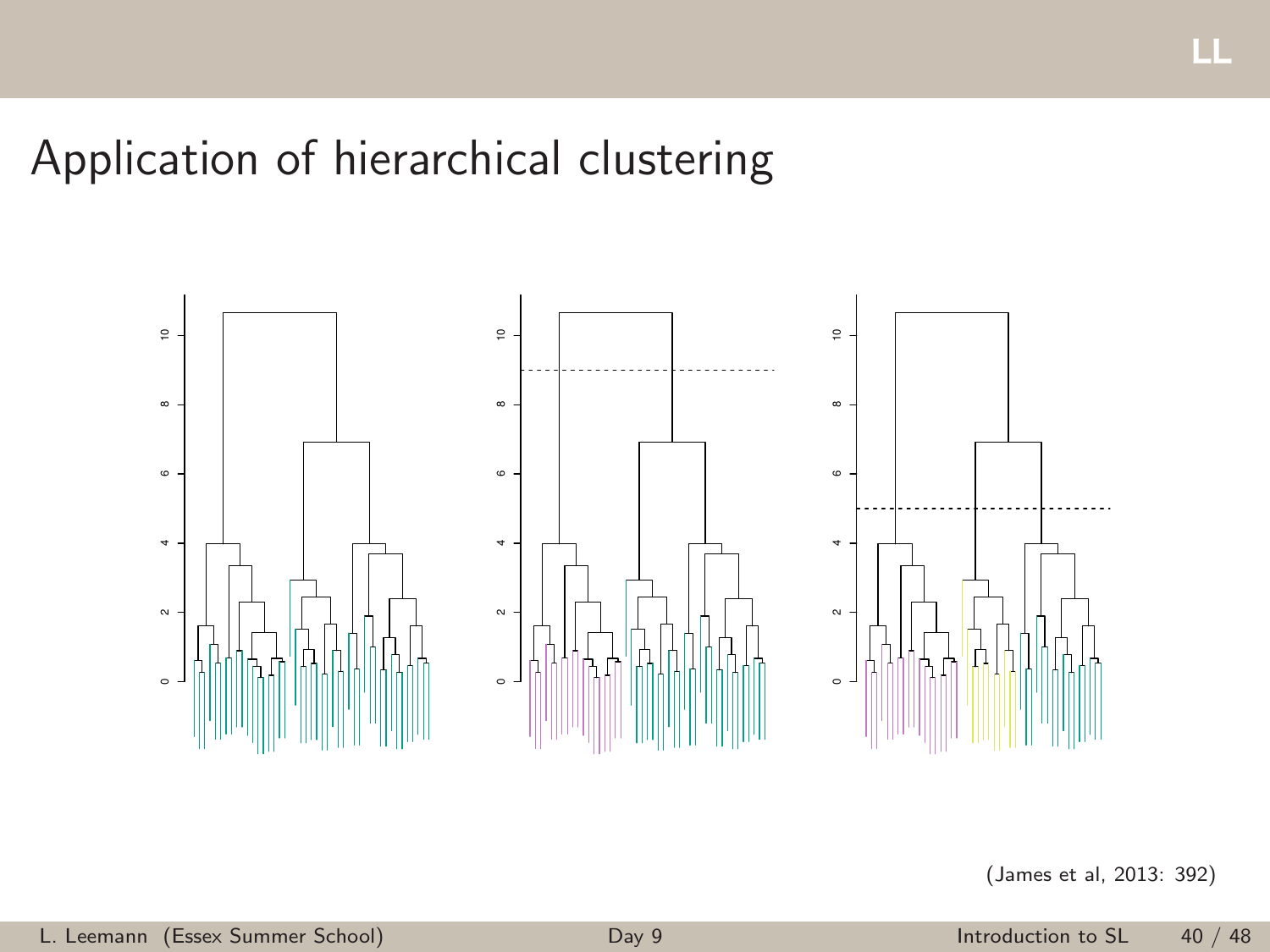# Application of hierarchical clustering

(James et al, 2013: 392)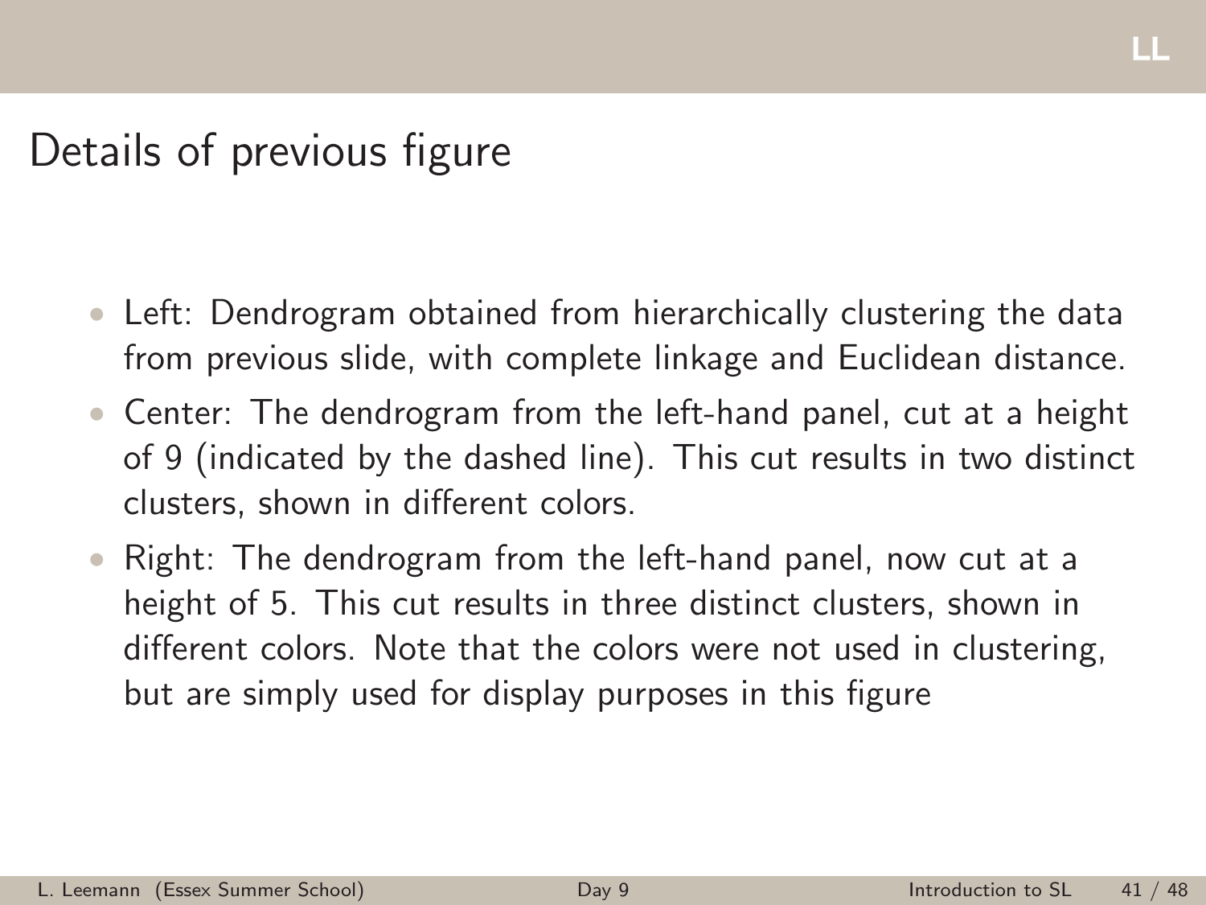# Details of previous figure

- Left: Dendrogram obtained from hierarchically clustering the data from previous slide, with complete linkage and Euclidean distance.
- Center: The dendrogram from the left-hand panel, cut at a height of 9 (indicated by the dashed line). This cut results in two distinct clusters, shown in different colors.
- Right: The dendrogram from the left-hand panel, now cut at a height of 5. This cut results in three distinct clusters, shown in different colors. Note that the colors were not used in clustering, but are simply used for display purposes in this figure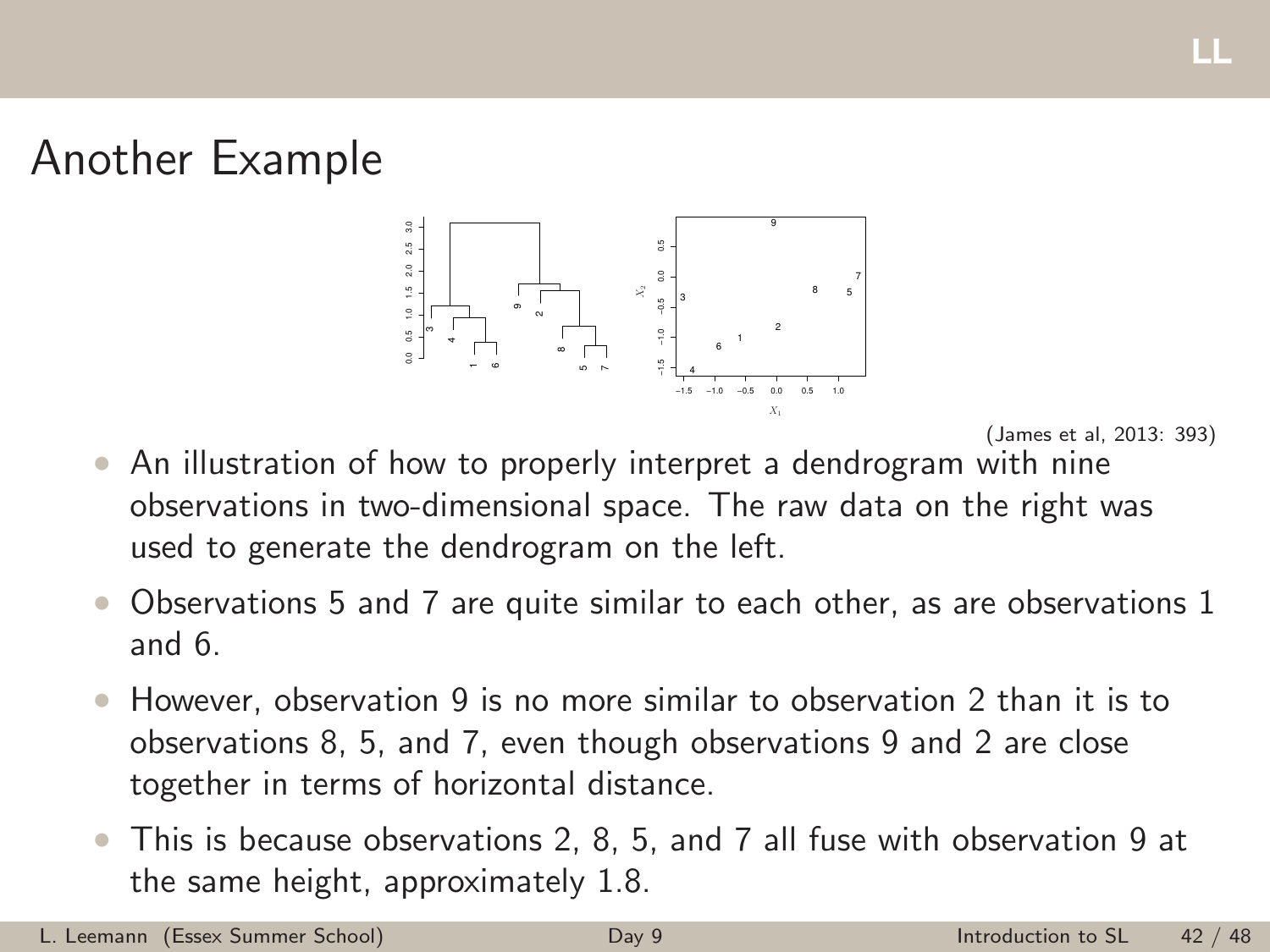# Another Example

(James et al, 2013: 393)

- An illustration of how to properly interpret a dendrogram with nine observations in two-dimensional space. The raw data on the right was used to generate the dendrogram on the left.
- Observations 5 and 7 are quite similar to each other, as are observations 1 and 6.
- However, observation 9 is no more similar to observation 2 than it is to observations 8, 5, and 7, even though observations 9 and 2 are close together in terms of horizontal distance.
- This is because observations 2, 8, 5, and 7 all fuse with observation 9 at the same height, approximately 1.8.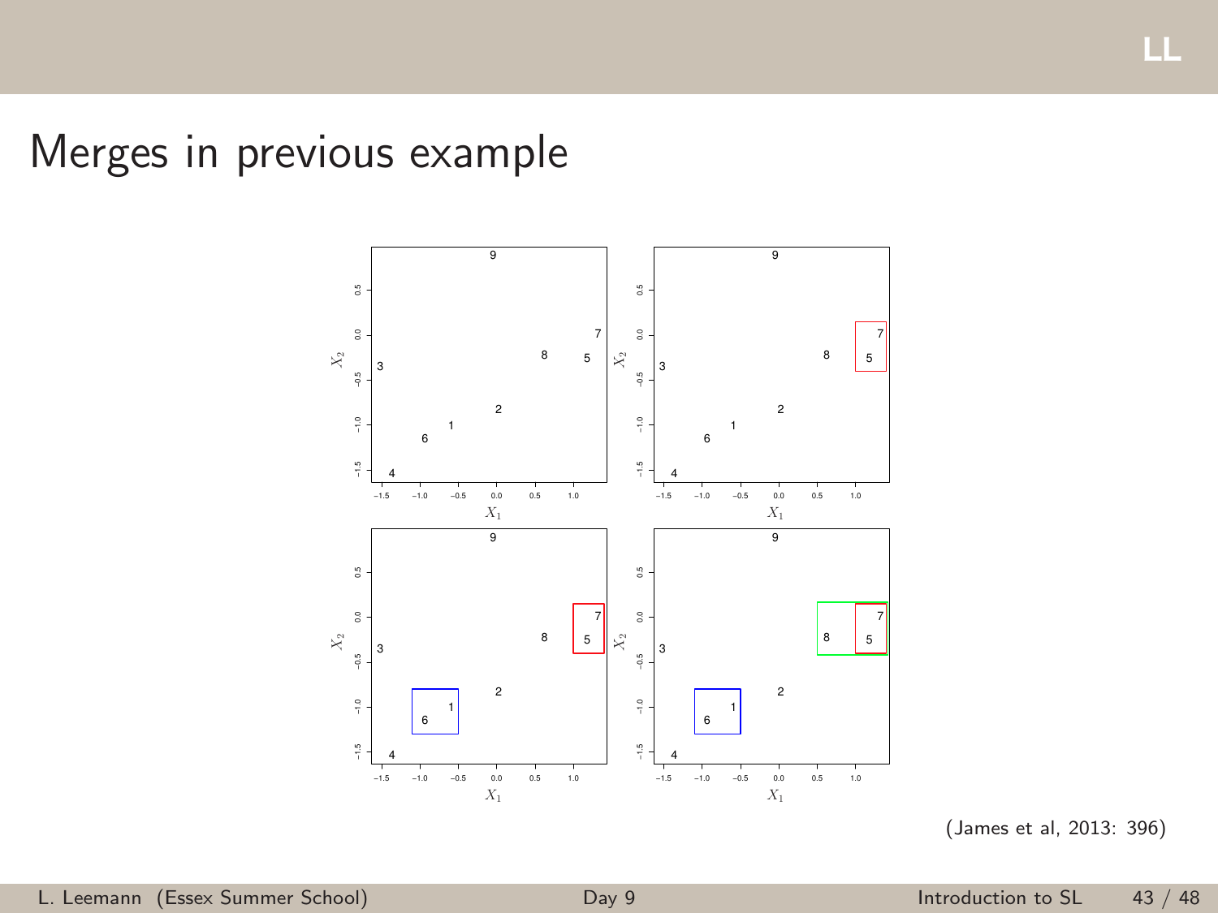# Merges in previous example

(James et al, 2013: 396)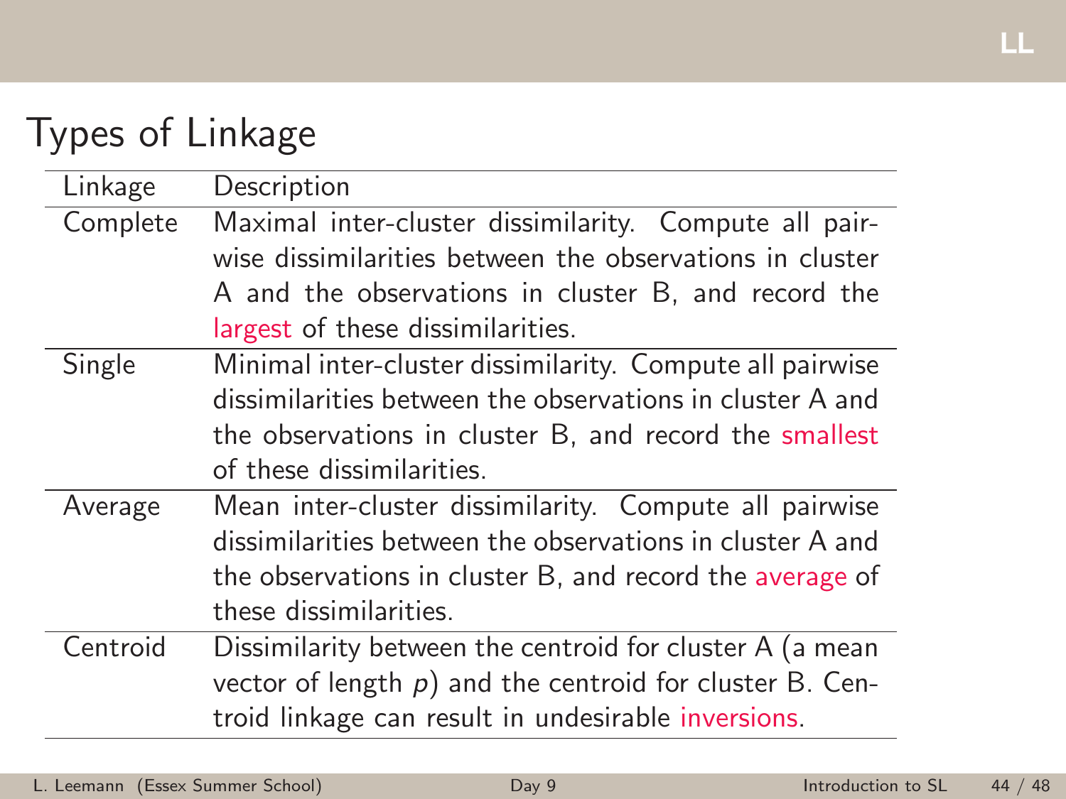# Types of Linkage

| Linkage | Description |
| --- | --- |
| Complete | Maximal inter-cluster dissimilarity. Compute all pairwise dissimilarities between the observations in cluster A and the observations in cluster B, and record the largest of these dissimilarities. |
| Single | Minimal inter-cluster dissimilarity. Compute all pairwise dissimilarities between the observations in cluster A and the observations in cluster B, and record the smallest of these dissimilarities. |
| Average | Mean inter-cluster dissimilarity. Compute all pairwise dissimilarities between the observations in cluster A and the observations in cluster B, and record the average of these dissimilarities. |
| Centroid | Dissimilarity between the centroid for cluster A (a mean vector of length $p$) and the centroid for cluster B. Centroid linkage can result in undesirable inversions. |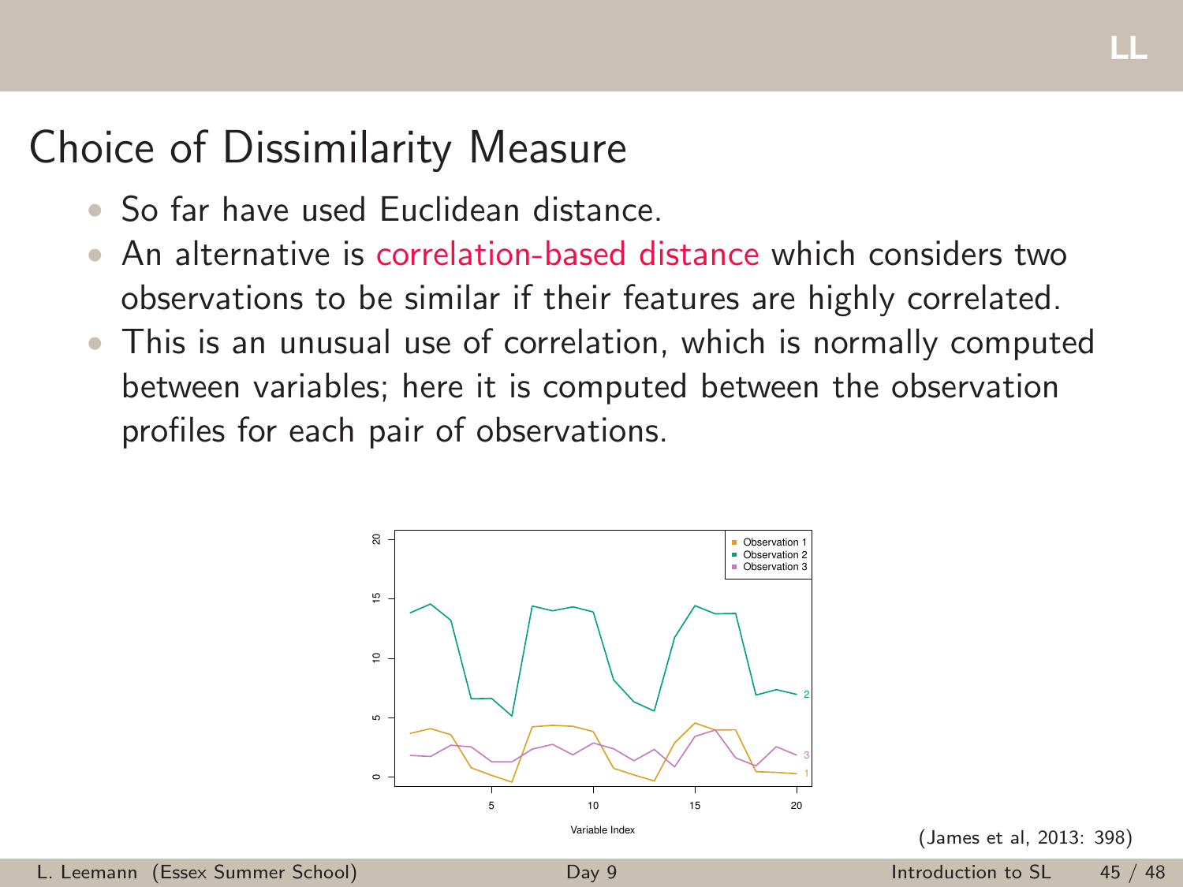# Choice of Dissimilarity Measure

- So far have used Euclidean distance.
- An alternative is correlation-based distance which considers two observations to be similar if their features are highly correlated.
- This is an unusual use of correlation, which is normally computed between variables; here it is computed between the observation profiles for each pair of observations.

(James et al, 2013: 398)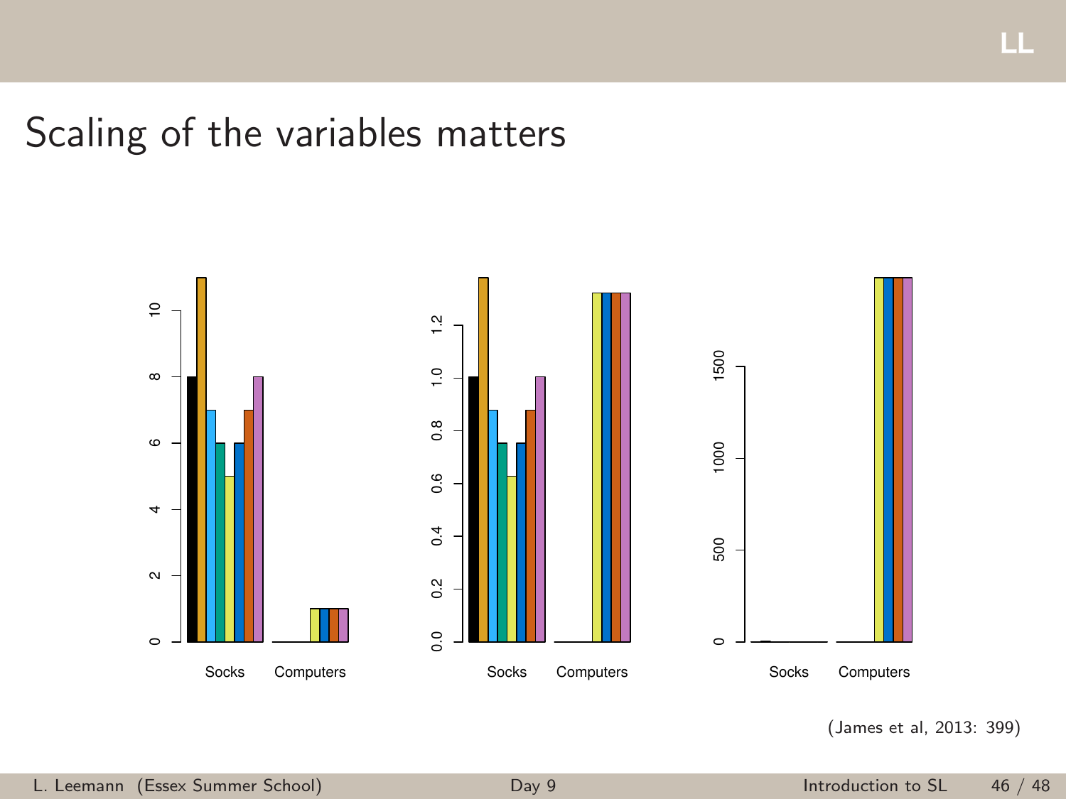# Scaling of the variables matters

(James et al, 2013: 399)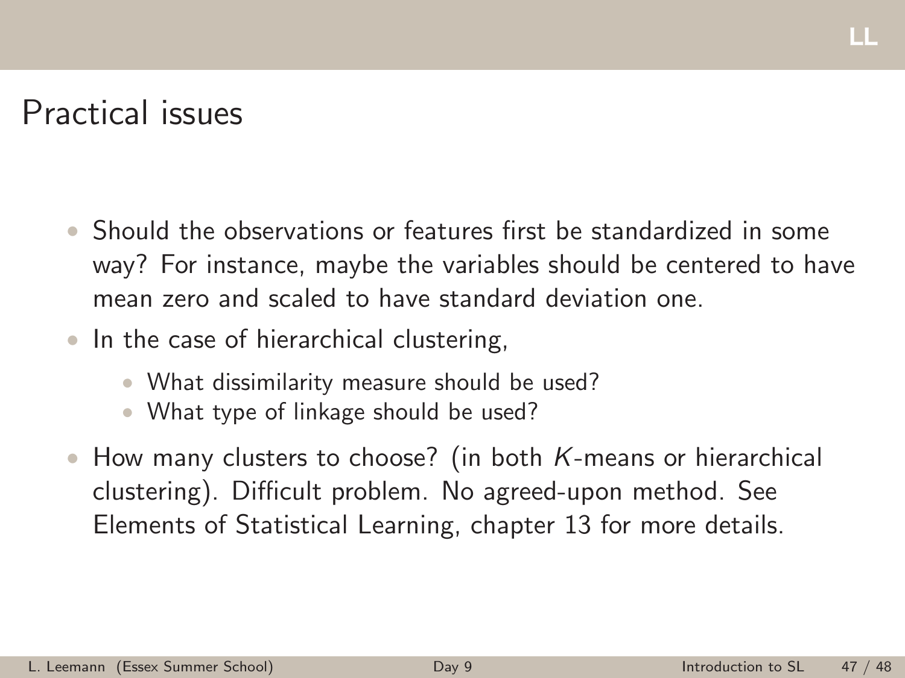# Practical issues

- Should the observations or features first be standardized in some way? For instance, maybe the variables should be centered to have mean zero and scaled to have standard deviation one.
- In the case of hierarchical clustering,
  - What dissimilarity measure should be used?
  - What type of linkage should be used?
- How many clusters to choose? (in both $K$-means or hierarchical clustering). Difficult problem. No agreed-upon method. See Elements of Statistical Learning, chapter 13 for more details.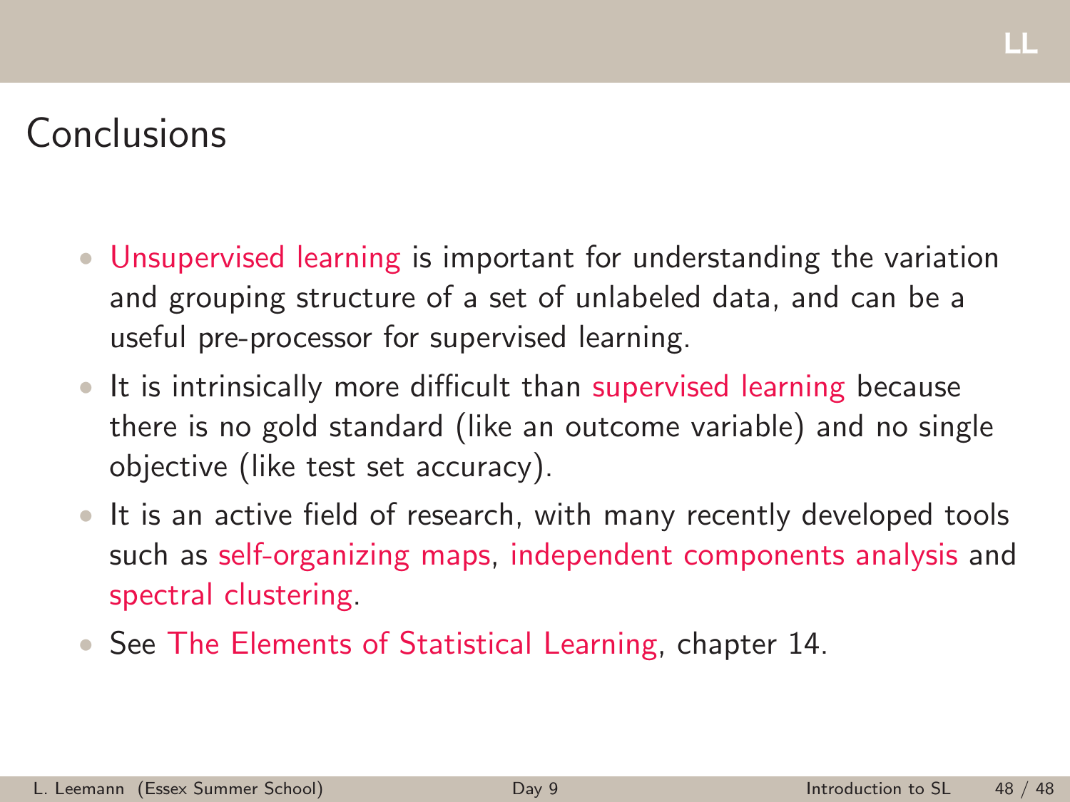# Conclusions

- Unsupervised learning is important for understanding the variation and grouping structure of a set of unlabeled data, and can be a useful pre-processor for supervised learning.
- It is intrinsically more difficult than supervised learning because there is no gold standard (like an outcome variable) and no single objective (like test set accuracy).
- It is an active field of research, with many recently developed tools such as self-organizing maps, independent components analysis and spectral clustering.
- See The Elements of Statistical Learning, chapter 14.